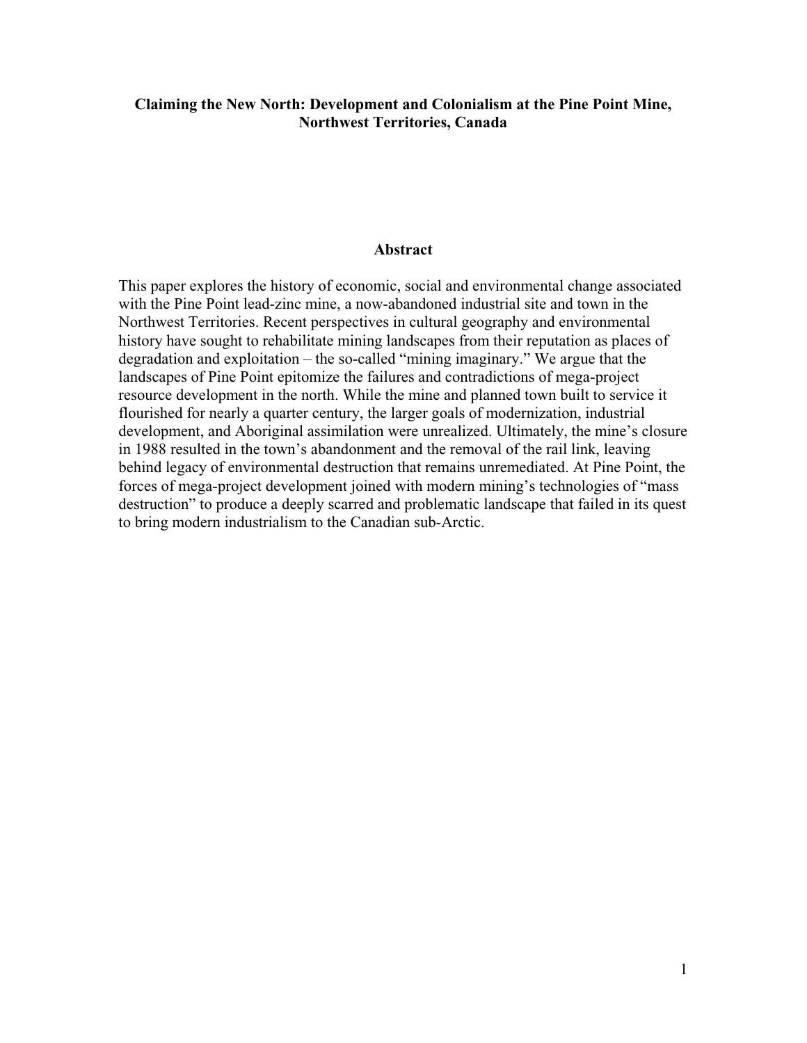# Claiming the New North: Development and Colonialism at the Pine Point Mine, Northwest Territories, Canada

## Abstract

This paper explores the history of economic, social and environmental change associated with the Pine Point lead-zinc mine, a now-abandoned industrial site and town in the Northwest Territories. Recent perspectives in cultural geography and environmental history have sought to rehabilitate mining landscapes from their reputation as places of degradation and exploitation – the so-called "mining imaginary." We argue that the landscapes of Pine Point epitomize the failures and contradictions of mega-project resource development in the north. While the mine and planned town built to service it flourished for nearly a quarter century, the larger goals of modernization, industrial development, and Aboriginal assimilation were unrealized. Ultimately, the mine's closure in 1988 resulted in the town's abandonment and the removal of the rail link, leaving behind legacy of environmental destruction that remains unremediated. At Pine Point, the forces of mega-project development joined with modern mining's technologies of "mass destruction" to produce a deeply scarred and problematic landscape that failed in its quest to bring modern industrialism to the Canadian sub-Arctic.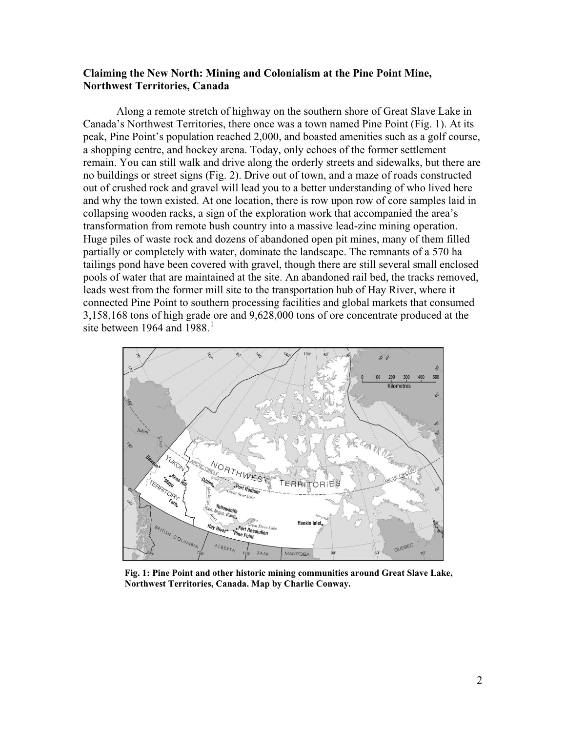**Claiming the New North: Mining and Colonialism at the Pine Point Mine, Northwest Territories, Canada**

Along a remote stretch of highway on the southern shore of Great Slave Lake in Canada's Northwest Territories, there once was a town named Pine Point (Fig. 1). At its peak, Pine Point's population reached 2,000, and boasted amenities such as a golf course, a shopping centre, and hockey arena. Today, only echoes of the former settlement remain. You can still walk and drive along the orderly streets and sidewalks, but there are no buildings or street signs (Fig. 2). Drive out of town, and a maze of roads constructed out of crushed rock and gravel will lead you to a better understanding of who lived here and why the town existed. At one location, there is row upon row of core samples laid in collapsing wooden racks, a sign of the exploration work that accompanied the area's transformation from remote bush country into a massive lead-zinc mining operation. Huge piles of waste rock and dozens of abandoned open pit mines, many of them filled partially or completely with water, dominate the landscape. The remnants of a 570 ha tailings pond have been covered with gravel, though there are still several small enclosed pools of water that are maintained at the site. An abandoned rail bed, the tracks removed, leads west from the former mill site to the transportation hub of Hay River, where it connected Pine Point to southern processing facilities and global markets that consumed 3,158,168 tons of high grade ore and 9,628,000 tons of ore concentrate produced at the site between 1964 and 1988.[1]

**Fig. 1: Pine Point and other historic mining communities around Great Slave Lake, Northwest Territories, Canada. Map by Charlie Conway.**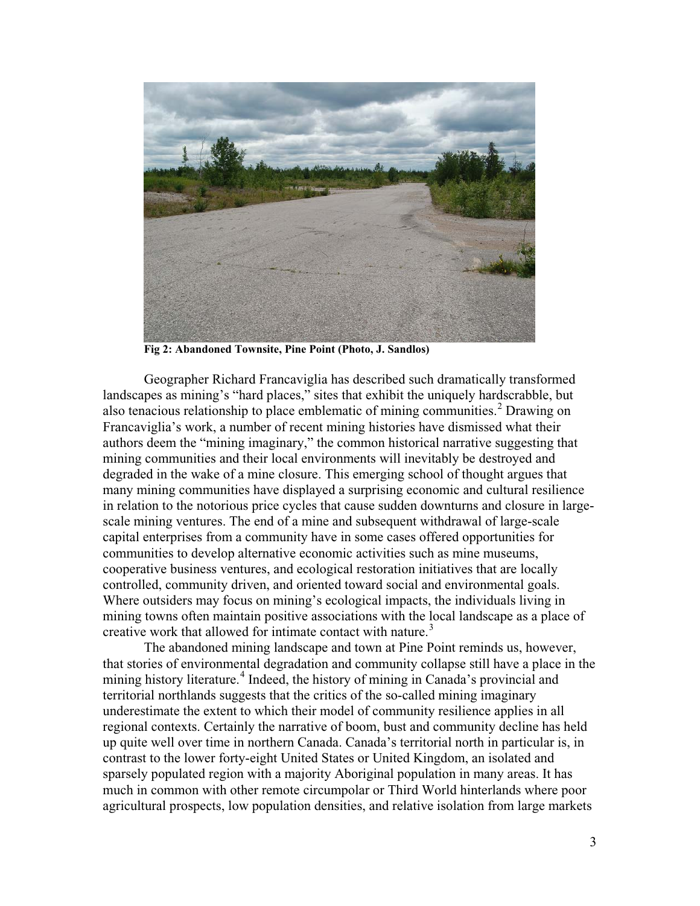**Fig 2: Abandoned Townsite, Pine Point (Photo, J. Sandlos)**

Geographer Richard Francaviglia has described such dramatically transformed landscapes as mining's "hard places," sites that exhibit the uniquely hardscrabble, but also tenacious relationship to place emblematic of mining communities.[2] Drawing on Francaviglia's work, a number of recent mining histories have dismissed what their authors deem the "mining imaginary," the common historical narrative suggesting that mining communities and their local environments will inevitably be destroyed and degraded in the wake of a mine closure. This emerging school of thought argues that many mining communities have displayed a surprising economic and cultural resilience in relation to the notorious price cycles that cause sudden downturns and closure in large-scale mining ventures. The end of a mine and subsequent withdrawal of large-scale capital enterprises from a community have in some cases offered opportunities for communities to develop alternative economic activities such as mine museums, cooperative business ventures, and ecological restoration initiatives that are locally controlled, community driven, and oriented toward social and environmental goals. Where outsiders may focus on mining's ecological impacts, the individuals living in mining towns often maintain positive associations with the local landscape as a place of creative work that allowed for intimate contact with nature.[3]

The abandoned mining landscape and town at Pine Point reminds us, however, that stories of environmental degradation and community collapse still have a place in the mining history literature.[4] Indeed, the history of mining in Canada's provincial and territorial northlands suggests that the critics of the so-called mining imaginary underestimate the extent to which their model of community resilience applies in all regional contexts. Certainly the narrative of boom, bust and community decline has held up quite well over time in northern Canada. Canada's territorial north in particular is, in contrast to the lower forty-eight United States or United Kingdom, an isolated and sparsely populated region with a majority Aboriginal population in many areas. It has much in common with other remote circumpolar or Third World hinterlands where poor agricultural prospects, low population densities, and relative isolation from large markets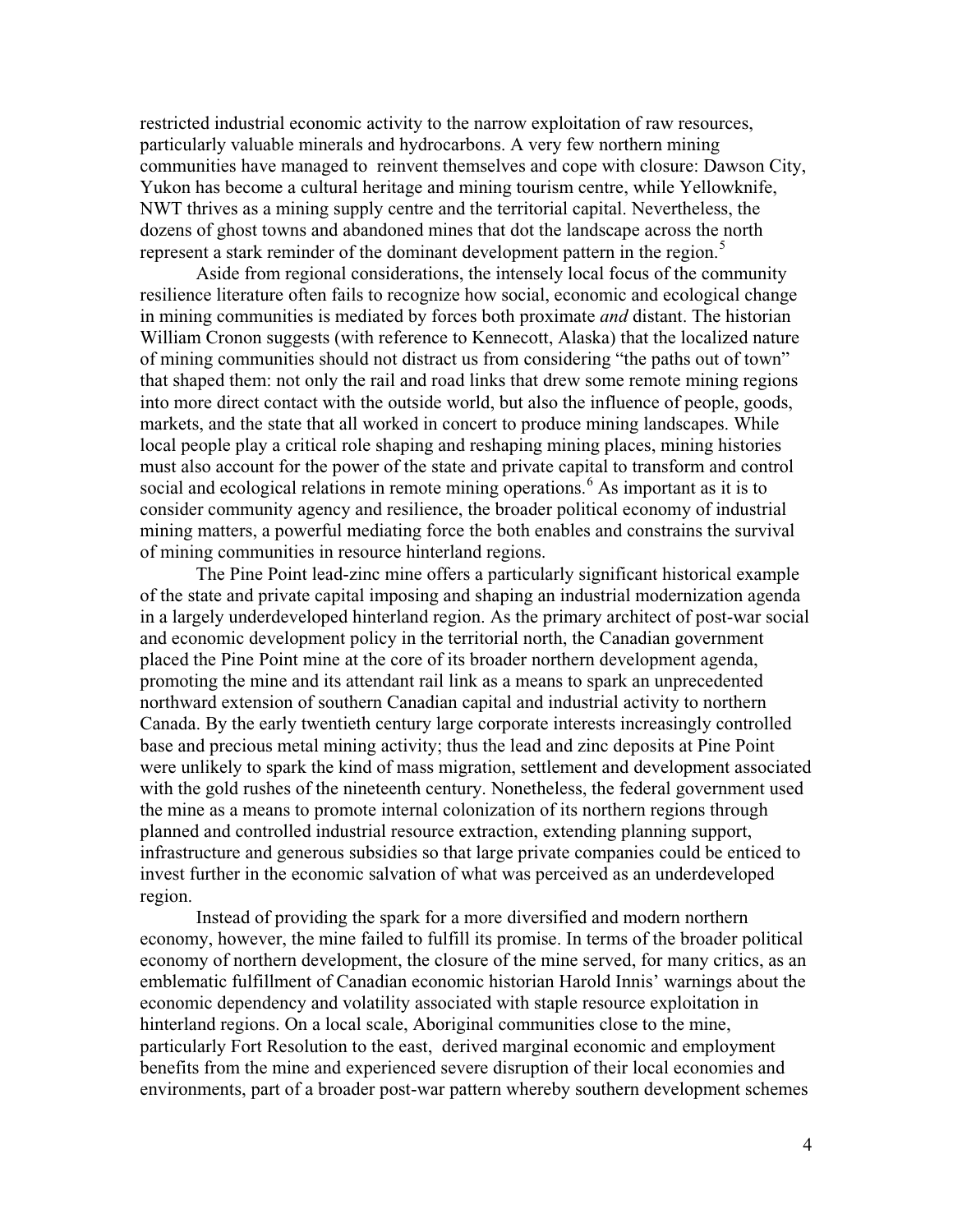restricted industrial economic activity to the narrow exploitation of raw resources, particularly valuable minerals and hydrocarbons. A very few northern mining communities have managed to reinvent themselves and cope with closure: Dawson City, Yukon has become a cultural heritage and mining tourism centre, while Yellowknife, NWT thrives as a mining supply centre and the territorial capital. Nevertheless, the dozens of ghost towns and abandoned mines that dot the landscape across the north represent a stark reminder of the dominant development pattern in the region.[5]

Aside from regional considerations, the intensely local focus of the community resilience literature often fails to recognize how social, economic and ecological change in mining communities is mediated by forces both proximate *and* distant. The historian William Cronon suggests (with reference to Kennecott, Alaska) that the localized nature of mining communities should not distract us from considering "the paths out of town" that shaped them: not only the rail and road links that drew some remote mining regions into more direct contact with the outside world, but also the influence of people, goods, markets, and the state that all worked in concert to produce mining landscapes. While local people play a critical role shaping and reshaping mining places, mining histories must also account for the power of the state and private capital to transform and control social and ecological relations in remote mining operations.[6] As important as it is to consider community agency and resilience, the broader political economy of industrial mining matters, a powerful mediating force the both enables and constrains the survival of mining communities in resource hinterland regions.

The Pine Point lead-zinc mine offers a particularly significant historical example of the state and private capital imposing and shaping an industrial modernization agenda in a largely underdeveloped hinterland region. As the primary architect of post-war social and economic development policy in the territorial north, the Canadian government placed the Pine Point mine at the core of its broader northern development agenda, promoting the mine and its attendant rail link as a means to spark an unprecedented northward extension of southern Canadian capital and industrial activity to northern Canada. By the early twentieth century large corporate interests increasingly controlled base and precious metal mining activity; thus the lead and zinc deposits at Pine Point were unlikely to spark the kind of mass migration, settlement and development associated with the gold rushes of the nineteenth century. Nonetheless, the federal government used the mine as a means to promote internal colonization of its northern regions through planned and controlled industrial resource extraction, extending planning support, infrastructure and generous subsidies so that large private companies could be enticed to invest further in the economic salvation of what was perceived as an underdeveloped region.

Instead of providing the spark for a more diversified and modern northern economy, however, the mine failed to fulfill its promise. In terms of the broader political economy of northern development, the closure of the mine served, for many critics, as an emblematic fulfillment of Canadian economic historian Harold Innis' warnings about the economic dependency and volatility associated with staple resource exploitation in hinterland regions. On a local scale, Aboriginal communities close to the mine, particularly Fort Resolution to the east, derived marginal economic and employment benefits from the mine and experienced severe disruption of their local economies and environments, part of a broader post-war pattern whereby southern development schemes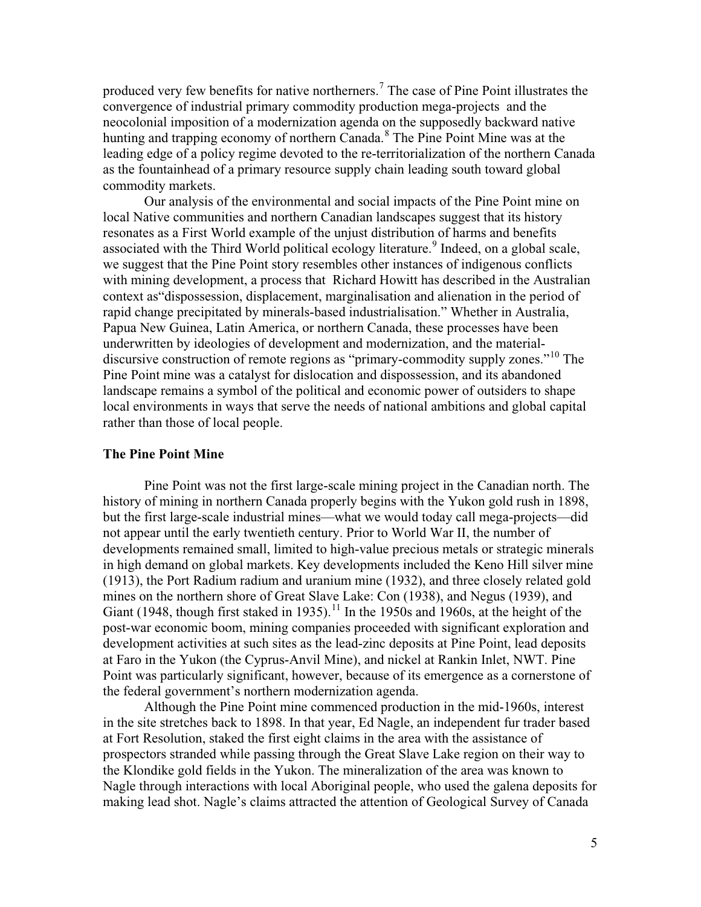produced very few benefits for native northerners.[7] The case of Pine Point illustrates the convergence of industrial primary commodity production mega-projects and the neocolonial imposition of a modernization agenda on the supposedly backward native hunting and trapping economy of northern Canada.[8] The Pine Point Mine was at the leading edge of a policy regime devoted to the re-territorialization of the northern Canada as the fountainhead of a primary resource supply chain leading south toward global commodity markets.

Our analysis of the environmental and social impacts of the Pine Point mine on local Native communities and northern Canadian landscapes suggest that its history resonates as a First World example of the unjust distribution of harms and benefits associated with the Third World political ecology literature.[9] Indeed, on a global scale, we suggest that the Pine Point story resembles other instances of indigenous conflicts with mining development, a process that Richard Howitt has described in the Australian context as"dispossession, displacement, marginalisation and alienation in the period of rapid change precipitated by minerals-based industrialisation." Whether in Australia, Papua New Guinea, Latin America, or northern Canada, these processes have been underwritten by ideologies of development and modernization, and the material-discursive construction of remote regions as "primary-commodity supply zones."[10] The Pine Point mine was a catalyst for dislocation and dispossession, and its abandoned landscape remains a symbol of the political and economic power of outsiders to shape local environments in ways that serve the needs of national ambitions and global capital rather than those of local people.

## The Pine Point Mine

Pine Point was not the first large-scale mining project in the Canadian north. The history of mining in northern Canada properly begins with the Yukon gold rush in 1898, but the first large-scale industrial mines—what we would today call mega-projects—did not appear until the early twentieth century. Prior to World War II, the number of developments remained small, limited to high-value precious metals or strategic minerals in high demand on global markets. Key developments included the Keno Hill silver mine (1913), the Port Radium radium and uranium mine (1932), and three closely related gold mines on the northern shore of Great Slave Lake: Con (1938), and Negus (1939), and Giant (1948, though first staked in 1935).[11] In the 1950s and 1960s, at the height of the post-war economic boom, mining companies proceeded with significant exploration and development activities at such sites as the lead-zinc deposits at Pine Point, lead deposits at Faro in the Yukon (the Cyprus-Anvil Mine), and nickel at Rankin Inlet, NWT. Pine Point was particularly significant, however, because of its emergence as a cornerstone of the federal government's northern modernization agenda.

Although the Pine Point mine commenced production in the mid-1960s, interest in the site stretches back to 1898. In that year, Ed Nagle, an independent fur trader based at Fort Resolution, staked the first eight claims in the area with the assistance of prospectors stranded while passing through the Great Slave Lake region on their way to the Klondike gold fields in the Yukon. The mineralization of the area was known to Nagle through interactions with local Aboriginal people, who used the galena deposits for making lead shot. Nagle's claims attracted the attention of Geological Survey of Canada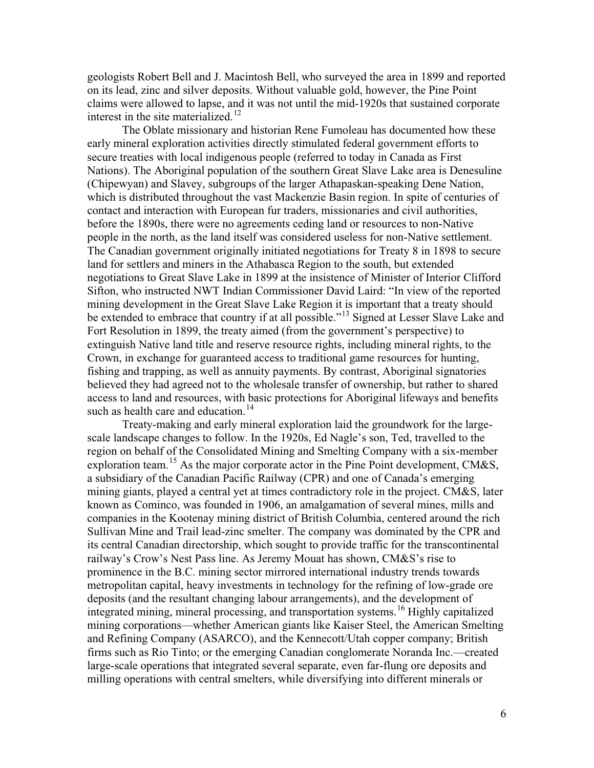geologists Robert Bell and J. Macintosh Bell, who surveyed the area in 1899 and reported on its lead, zinc and silver deposits. Without valuable gold, however, the Pine Point claims were allowed to lapse, and it was not until the mid-1920s that sustained corporate interest in the site materialized.[12]

The Oblate missionary and historian Rene Fumoleau has documented how these early mineral exploration activities directly stimulated federal government efforts to secure treaties with local indigenous people (referred to today in Canada as First Nations). The Aboriginal population of the southern Great Slave Lake area is Denesuline (Chipewyan) and Slavey, subgroups of the larger Athapaskan-speaking Dene Nation, which is distributed throughout the vast Mackenzie Basin region. In spite of centuries of contact and interaction with European fur traders, missionaries and civil authorities, before the 1890s, there were no agreements ceding land or resources to non-Native people in the north, as the land itself was considered useless for non-Native settlement. The Canadian government originally initiated negotiations for Treaty 8 in 1898 to secure land for settlers and miners in the Athabasca Region to the south, but extended negotiations to Great Slave Lake in 1899 at the insistence of Minister of Interior Clifford Sifton, who instructed NWT Indian Commissioner David Laird: "In view of the reported mining development in the Great Slave Lake Region it is important that a treaty should be extended to embrace that country if at all possible."[13] Signed at Lesser Slave Lake and Fort Resolution in 1899, the treaty aimed (from the government's perspective) to extinguish Native land title and reserve resource rights, including mineral rights, to the Crown, in exchange for guaranteed access to traditional game resources for hunting, fishing and trapping, as well as annuity payments. By contrast, Aboriginal signatories believed they had agreed not to the wholesale transfer of ownership, but rather to shared access to land and resources, with basic protections for Aboriginal lifeways and benefits such as health care and education.[14]

Treaty-making and early mineral exploration laid the groundwork for the large-scale landscape changes to follow. In the 1920s, Ed Nagle's son, Ted, travelled to the region on behalf of the Consolidated Mining and Smelting Company with a six-member exploration team.[15] As the major corporate actor in the Pine Point development, CM&S, a subsidiary of the Canadian Pacific Railway (CPR) and one of Canada's emerging mining giants, played a central yet at times contradictory role in the project. CM&S, later known as Cominco, was founded in 1906, an amalgamation of several mines, mills and companies in the Kootenay mining district of British Columbia, centered around the rich Sullivan Mine and Trail lead-zinc smelter. The company was dominated by the CPR and its central Canadian directorship, which sought to provide traffic for the transcontinental railway's Crow's Nest Pass line. As Jeremy Mouat has shown, CM&S's rise to prominence in the B.C. mining sector mirrored international industry trends towards metropolitan capital, heavy investments in technology for the refining of low-grade ore deposits (and the resultant changing labour arrangements), and the development of integrated mining, mineral processing, and transportation systems.[16] Highly capitalized mining corporations—whether American giants like Kaiser Steel, the American Smelting and Refining Company (ASARCO), and the Kennecott/Utah copper company; British firms such as Rio Tinto; or the emerging Canadian conglomerate Noranda Inc.—created large-scale operations that integrated several separate, even far-flung ore deposits and milling operations with central smelters, while diversifying into different minerals or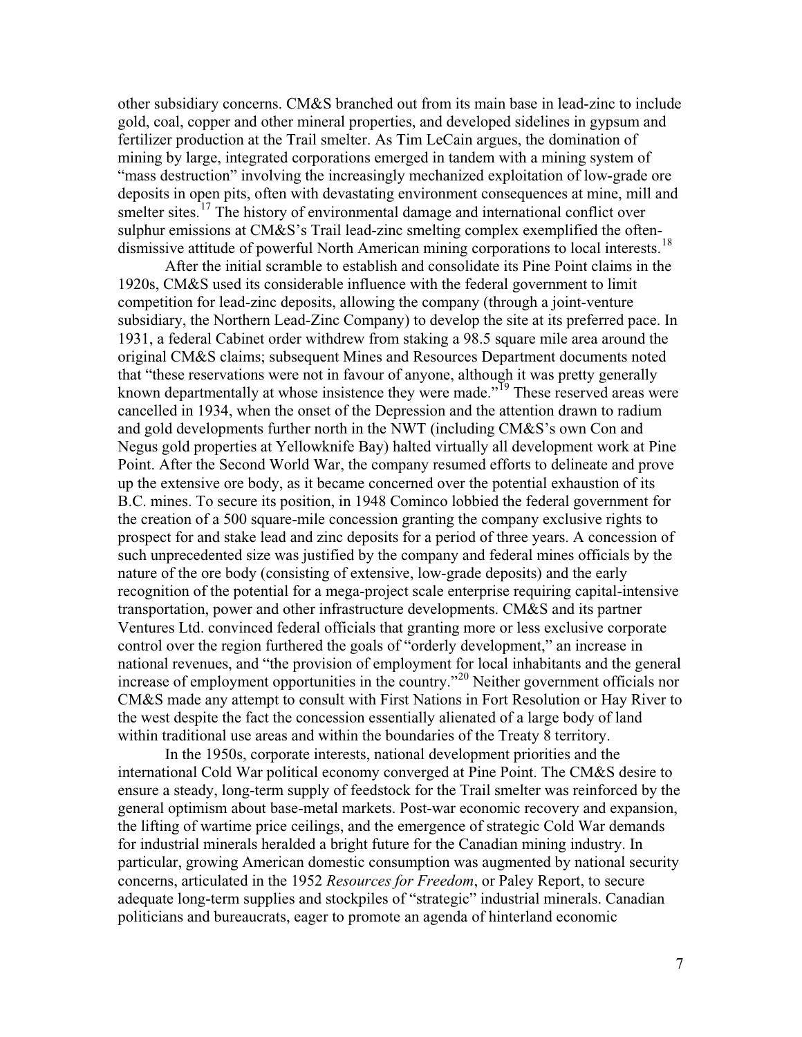other subsidiary concerns. CM&S branched out from its main base in lead-zinc to include gold, coal, copper and other mineral properties, and developed sidelines in gypsum and fertilizer production at the Trail smelter. As Tim LeCain argues, the domination of mining by large, integrated corporations emerged in tandem with a mining system of "mass destruction" involving the increasingly mechanized exploitation of low-grade ore deposits in open pits, often with devastating environment consequences at mine, mill and smelter sites.[17] The history of environmental damage and international conflict over sulphur emissions at CM&S's Trail lead-zinc smelting complex exemplified the often-dismissive attitude of powerful North American mining corporations to local interests.[18]

After the initial scramble to establish and consolidate its Pine Point claims in the 1920s, CM&S used its considerable influence with the federal government to limit competition for lead-zinc deposits, allowing the company (through a joint-venture subsidiary, the Northern Lead-Zinc Company) to develop the site at its preferred pace. In 1931, a federal Cabinet order withdrew from staking a 98.5 square mile area around the original CM&S claims; subsequent Mines and Resources Department documents noted that "these reservations were not in favour of anyone, although it was pretty generally known departmentally at whose insistence they were made."[19] These reserved areas were cancelled in 1934, when the onset of the Depression and the attention drawn to radium and gold developments further north in the NWT (including CM&S's own Con and Negus gold properties at Yellowknife Bay) halted virtually all development work at Pine Point. After the Second World War, the company resumed efforts to delineate and prove up the extensive ore body, as it became concerned over the potential exhaustion of its B.C. mines. To secure its position, in 1948 Cominco lobbied the federal government for the creation of a 500 square-mile concession granting the company exclusive rights to prospect for and stake lead and zinc deposits for a period of three years. A concession of such unprecedented size was justified by the company and federal mines officials by the nature of the ore body (consisting of extensive, low-grade deposits) and the early recognition of the potential for a mega-project scale enterprise requiring capital-intensive transportation, power and other infrastructure developments. CM&S and its partner Ventures Ltd. convinced federal officials that granting more or less exclusive corporate control over the region furthered the goals of "orderly development," an increase in national revenues, and "the provision of employment for local inhabitants and the general increase of employment opportunities in the country."[20] Neither government officials nor CM&S made any attempt to consult with First Nations in Fort Resolution or Hay River to the west despite the fact the concession essentially alienated of a large body of land within traditional use areas and within the boundaries of the Treaty 8 territory.

In the 1950s, corporate interests, national development priorities and the international Cold War political economy converged at Pine Point. The CM&S desire to ensure a steady, long-term supply of feedstock for the Trail smelter was reinforced by the general optimism about base-metal markets. Post-war economic recovery and expansion, the lifting of wartime price ceilings, and the emergence of strategic Cold War demands for industrial minerals heralded a bright future for the Canadian mining industry. In particular, growing American domestic consumption was augmented by national security concerns, articulated in the 1952 *Resources for Freedom*, or Paley Report, to secure adequate long-term supplies and stockpiles of "strategic" industrial minerals. Canadian politicians and bureaucrats, eager to promote an agenda of hinterland economic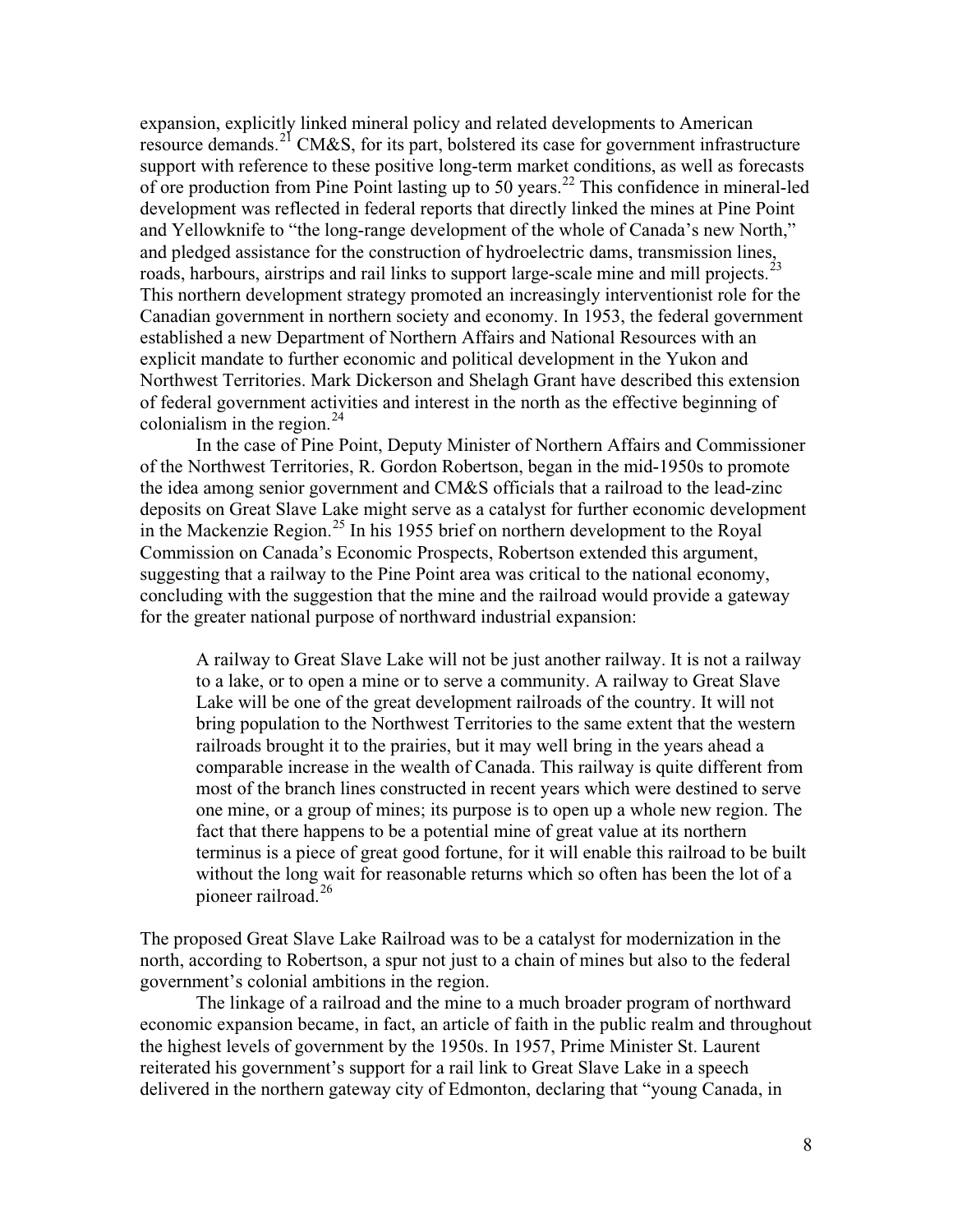expansion, explicitly linked mineral policy and related developments to American resource demands.[21] CM&S, for its part, bolstered its case for government infrastructure support with reference to these positive long-term market conditions, as well as forecasts of ore production from Pine Point lasting up to 50 years.[22] This confidence in mineral-led development was reflected in federal reports that directly linked the mines at Pine Point and Yellowknife to "the long-range development of the whole of Canada's new North," and pledged assistance for the construction of hydroelectric dams, transmission lines, roads, harbours, airstrips and rail links to support large-scale mine and mill projects.[23] This northern development strategy promoted an increasingly interventionist role for the Canadian government in northern society and economy. In 1953, the federal government established a new Department of Northern Affairs and National Resources with an explicit mandate to further economic and political development in the Yukon and Northwest Territories. Mark Dickerson and Shelagh Grant have described this extension of federal government activities and interest in the north as the effective beginning of colonialism in the region.[24]

In the case of Pine Point, Deputy Minister of Northern Affairs and Commissioner of the Northwest Territories, R. Gordon Robertson, began in the mid-1950s to promote the idea among senior government and CM&S officials that a railroad to the lead-zinc deposits on Great Slave Lake might serve as a catalyst for further economic development in the Mackenzie Region.[25] In his 1955 brief on northern development to the Royal Commission on Canada's Economic Prospects, Robertson extended this argument, suggesting that a railway to the Pine Point area was critical to the national economy, concluding with the suggestion that the mine and the railroad would provide a gateway for the greater national purpose of northward industrial expansion:

> A railway to Great Slave Lake will not be just another railway. It is not a railway to a lake, or to open a mine or to serve a community. A railway to Great Slave Lake will be one of the great development railroads of the country. It will not bring population to the Northwest Territories to the same extent that the western railroads brought it to the prairies, but it may well bring in the years ahead a comparable increase in the wealth of Canada. This railway is quite different from most of the branch lines constructed in recent years which were destined to serve one mine, or a group of mines; its purpose is to open up a whole new region. The fact that there happens to be a potential mine of great value at its northern terminus is a piece of great good fortune, for it will enable this railroad to be built without the long wait for reasonable returns which so often has been the lot of a pioneer railroad.[26]

The proposed Great Slave Lake Railroad was to be a catalyst for modernization in the north, according to Robertson, a spur not just to a chain of mines but also to the federal government's colonial ambitions in the region.

The linkage of a railroad and the mine to a much broader program of northward economic expansion became, in fact, an article of faith in the public realm and throughout the highest levels of government by the 1950s. In 1957, Prime Minister St. Laurent reiterated his government's support for a rail link to Great Slave Lake in a speech delivered in the northern gateway city of Edmonton, declaring that "young Canada, in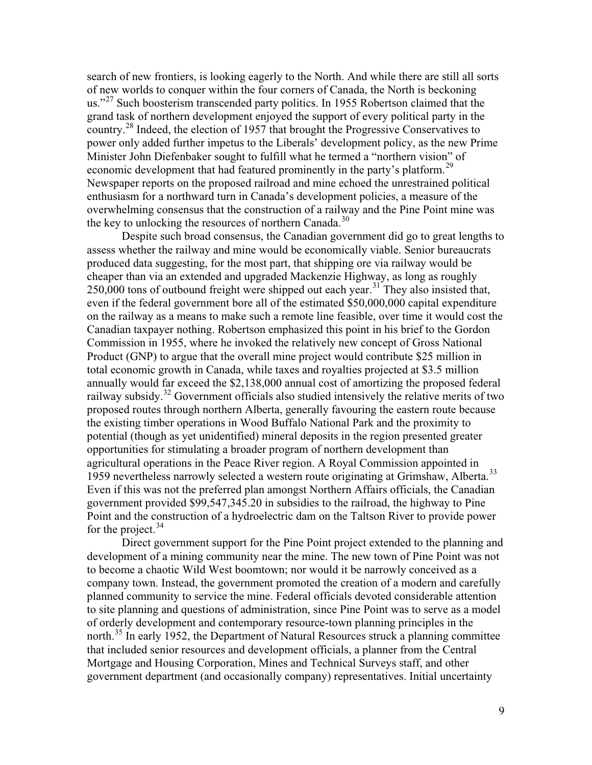search of new frontiers, is looking eagerly to the North. And while there are still all sorts of new worlds to conquer within the four corners of Canada, the North is beckoning us."[27] Such boosterism transcended party politics. In 1955 Robertson claimed that the grand task of northern development enjoyed the support of every political party in the country.[28] Indeed, the election of 1957 that brought the Progressive Conservatives to power only added further impetus to the Liberals' development policy, as the new Prime Minister John Diefenbaker sought to fulfill what he termed a "northern vision" of economic development that had featured prominently in the party's platform.[29] Newspaper reports on the proposed railroad and mine echoed the unrestrained political enthusiasm for a northward turn in Canada's development policies, a measure of the overwhelming consensus that the construction of a railway and the Pine Point mine was the key to unlocking the resources of northern Canada.[30]

Despite such broad consensus, the Canadian government did go to great lengths to assess whether the railway and mine would be economically viable. Senior bureaucrats produced data suggesting, for the most part, that shipping ore via railway would be cheaper than via an extended and upgraded Mackenzie Highway, as long as roughly 250,000 tons of outbound freight were shipped out each year.[31] They also insisted that, even if the federal government bore all of the estimated $50,000,000 capital expenditure on the railway as a means to make such a remote line feasible, over time it would cost the Canadian taxpayer nothing. Robertson emphasized this point in his brief to the Gordon Commission in 1955, where he invoked the relatively new concept of Gross National Product (GNP) to argue that the overall mine project would contribute $25 million in total economic growth in Canada, while taxes and royalties projected at $3.5 million annually would far exceed the $2,138,000 annual cost of amortizing the proposed federal railway subsidy.[32] Government officials also studied intensively the relative merits of two proposed routes through northern Alberta, generally favouring the eastern route because the existing timber operations in Wood Buffalo National Park and the proximity to potential (though as yet unidentified) mineral deposits in the region presented greater opportunities for stimulating a broader program of northern development than agricultural operations in the Peace River region. A Royal Commission appointed in 1959 nevertheless narrowly selected a western route originating at Grimshaw, Alberta.[33] Even if this was not the preferred plan amongst Northern Affairs officials, the Canadian government provided $99,547,345.20 in subsidies to the railroad, the highway to Pine Point and the construction of a hydroelectric dam on the Taltson River to provide power for the project.[34]

Direct government support for the Pine Point project extended to the planning and development of a mining community near the mine. The new town of Pine Point was not to become a chaotic Wild West boomtown; nor would it be narrowly conceived as a company town. Instead, the government promoted the creation of a modern and carefully planned community to service the mine. Federal officials devoted considerable attention to site planning and questions of administration, since Pine Point was to serve as a model of orderly development and contemporary resource-town planning principles in the north.[35] In early 1952, the Department of Natural Resources struck a planning committee that included senior resources and development officials, a planner from the Central Mortgage and Housing Corporation, Mines and Technical Surveys staff, and other government department (and occasionally company) representatives. Initial uncertainty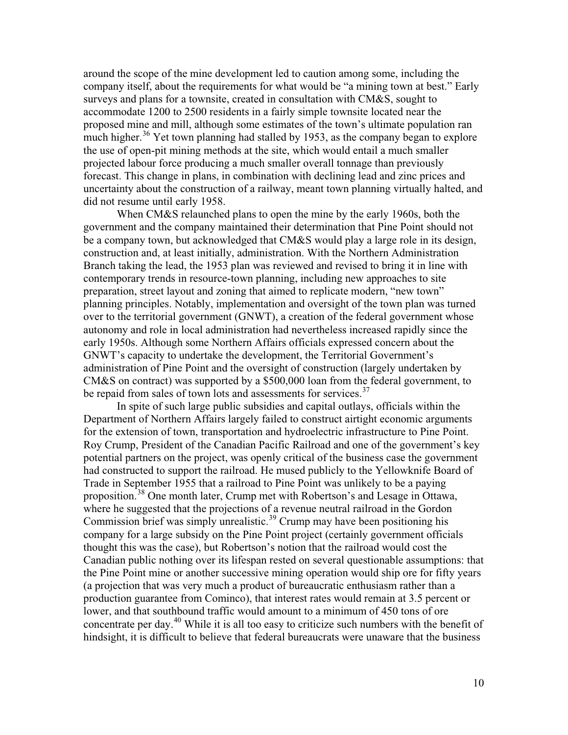around the scope of the mine development led to caution among some, including the company itself, about the requirements for what would be "a mining town at best." Early surveys and plans for a townsite, created in consultation with CM&S, sought to accommodate 1200 to 2500 residents in a fairly simple townsite located near the proposed mine and mill, although some estimates of the town's ultimate population ran much higher.[36] Yet town planning had stalled by 1953, as the company began to explore the use of open-pit mining methods at the site, which would entail a much smaller projected labour force producing a much smaller overall tonnage than previously forecast. This change in plans, in combination with declining lead and zinc prices and uncertainty about the construction of a railway, meant town planning virtually halted, and did not resume until early 1958.

When CM&S relaunched plans to open the mine by the early 1960s, both the government and the company maintained their determination that Pine Point should not be a company town, but acknowledged that CM&S would play a large role in its design, construction and, at least initially, administration. With the Northern Administration Branch taking the lead, the 1953 plan was reviewed and revised to bring it in line with contemporary trends in resource-town planning, including new approaches to site preparation, street layout and zoning that aimed to replicate modern, "new town" planning principles. Notably, implementation and oversight of the town plan was turned over to the territorial government (GNWT), a creation of the federal government whose autonomy and role in local administration had nevertheless increased rapidly since the early 1950s. Although some Northern Affairs officials expressed concern about the GNWT's capacity to undertake the development, the Territorial Government's administration of Pine Point and the oversight of construction (largely undertaken by CM&S on contract) was supported by a $500,000 loan from the federal government, to be repaid from sales of town lots and assessments for services.[37]

In spite of such large public subsidies and capital outlays, officials within the Department of Northern Affairs largely failed to construct airtight economic arguments for the extension of town, transportation and hydroelectric infrastructure to Pine Point. Roy Crump, President of the Canadian Pacific Railroad and one of the government's key potential partners on the project, was openly critical of the business case the government had constructed to support the railroad. He mused publicly to the Yellowknife Board of Trade in September 1955 that a railroad to Pine Point was unlikely to be a paying proposition.[38] One month later, Crump met with Robertson's and Lesage in Ottawa, where he suggested that the projections of a revenue neutral railroad in the Gordon Commission brief was simply unrealistic.[39] Crump may have been positioning his company for a large subsidy on the Pine Point project (certainly government officials thought this was the case), but Robertson's notion that the railroad would cost the Canadian public nothing over its lifespan rested on several questionable assumptions: that the Pine Point mine or another successive mining operation would ship ore for fifty years (a projection that was very much a product of bureaucratic enthusiasm rather than a production guarantee from Cominco), that interest rates would remain at 3.5 percent or lower, and that southbound traffic would amount to a minimum of 450 tons of ore concentrate per day.[40] While it is all too easy to criticize such numbers with the benefit of hindsight, it is difficult to believe that federal bureaucrats were unaware that the business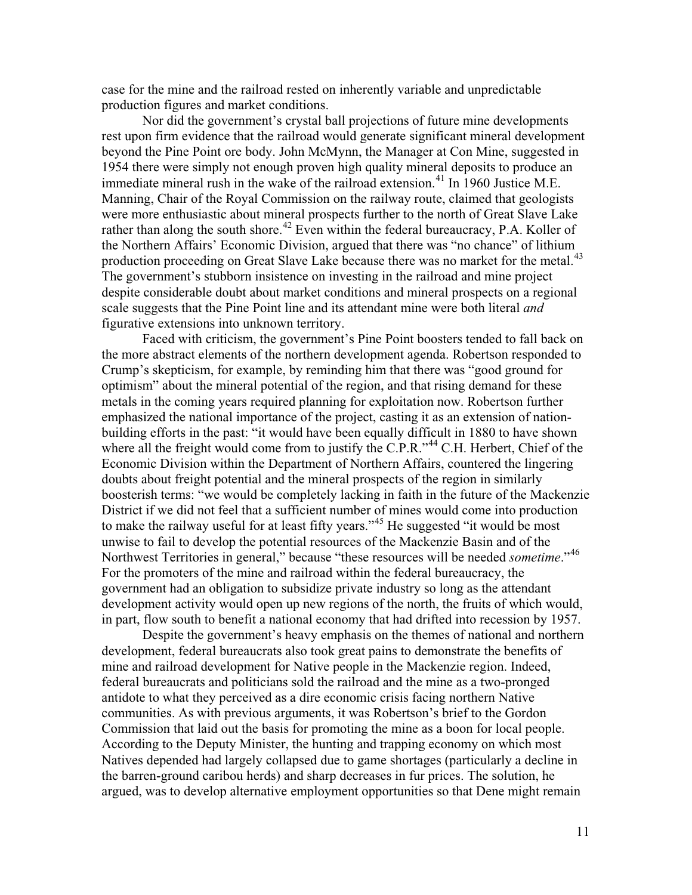case for the mine and the railroad rested on inherently variable and unpredictable production figures and market conditions.

Nor did the government's crystal ball projections of future mine developments rest upon firm evidence that the railroad would generate significant mineral development beyond the Pine Point ore body. John McMynn, the Manager at Con Mine, suggested in 1954 there were simply not enough proven high quality mineral deposits to produce an immediate mineral rush in the wake of the railroad extension.[41] In 1960 Justice M.E. Manning, Chair of the Royal Commission on the railway route, claimed that geologists were more enthusiastic about mineral prospects further to the north of Great Slave Lake rather than along the south shore.[42] Even within the federal bureaucracy, P.A. Koller of the Northern Affairs' Economic Division, argued that there was "no chance" of lithium production proceeding on Great Slave Lake because there was no market for the metal.[43] The government's stubborn insistence on investing in the railroad and mine project despite considerable doubt about market conditions and mineral prospects on a regional scale suggests that the Pine Point line and its attendant mine were both literal *and* figurative extensions into unknown territory.

Faced with criticism, the government's Pine Point boosters tended to fall back on the more abstract elements of the northern development agenda. Robertson responded to Crump's skepticism, for example, by reminding him that there was "good ground for optimism" about the mineral potential of the region, and that rising demand for these metals in the coming years required planning for exploitation now. Robertson further emphasized the national importance of the project, casting it as an extension of nation-building efforts in the past: "it would have been equally difficult in 1880 to have shown where all the freight would come from to justify the C.P.R."[44] C.H. Herbert, Chief of the Economic Division within the Department of Northern Affairs, countered the lingering doubts about freight potential and the mineral prospects of the region in similarly boosterish terms: "we would be completely lacking in faith in the future of the Mackenzie District if we did not feel that a sufficient number of mines would come into production to make the railway useful for at least fifty years."[45] He suggested "it would be most unwise to fail to develop the potential resources of the Mackenzie Basin and of the Northwest Territories in general," because "these resources will be needed *sometime*."[46] For the promoters of the mine and railroad within the federal bureaucracy, the government had an obligation to subsidize private industry so long as the attendant development activity would open up new regions of the north, the fruits of which would, in part, flow south to benefit a national economy that had drifted into recession by 1957.

Despite the government's heavy emphasis on the themes of national and northern development, federal bureaucrats also took great pains to demonstrate the benefits of mine and railroad development for Native people in the Mackenzie region. Indeed, federal bureaucrats and politicians sold the railroad and the mine as a two-pronged antidote to what they perceived as a dire economic crisis facing northern Native communities. As with previous arguments, it was Robertson's brief to the Gordon Commission that laid out the basis for promoting the mine as a boon for local people. According to the Deputy Minister, the hunting and trapping economy on which most Natives depended had largely collapsed due to game shortages (particularly a decline in the barren-ground caribou herds) and sharp decreases in fur prices. The solution, he argued, was to develop alternative employment opportunities so that Dene might remain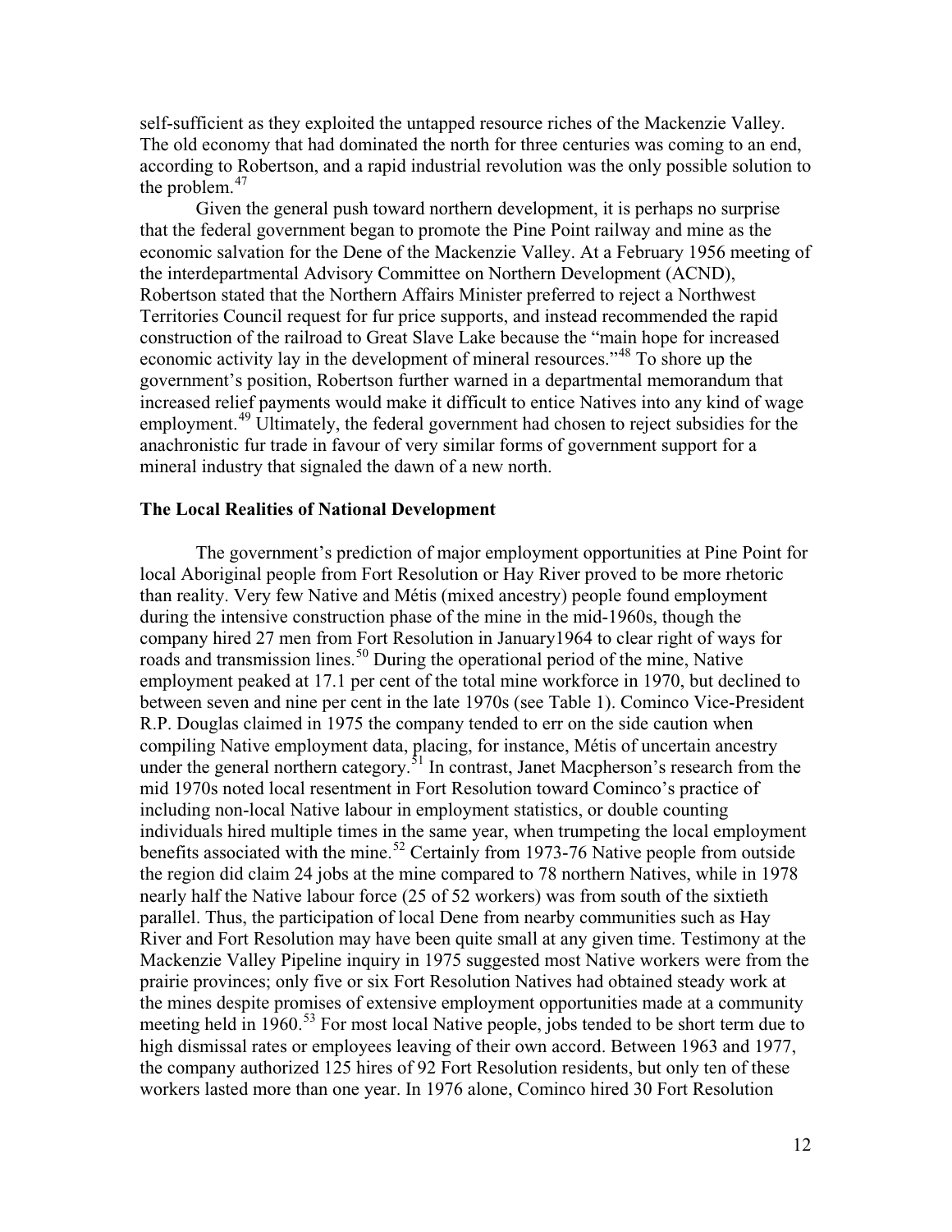self-sufficient as they exploited the untapped resource riches of the Mackenzie Valley. The old economy that had dominated the north for three centuries was coming to an end, according to Robertson, and a rapid industrial revolution was the only possible solution to the problem.[47]

Given the general push toward northern development, it is perhaps no surprise that the federal government began to promote the Pine Point railway and mine as the economic salvation for the Dene of the Mackenzie Valley. At a February 1956 meeting of the interdepartmental Advisory Committee on Northern Development (ACND), Robertson stated that the Northern Affairs Minister preferred to reject a Northwest Territories Council request for fur price supports, and instead recommended the rapid construction of the railroad to Great Slave Lake because the "main hope for increased economic activity lay in the development of mineral resources."[48] To shore up the government's position, Robertson further warned in a departmental memorandum that increased relief payments would make it difficult to entice Natives into any kind of wage employment.[49] Ultimately, the federal government had chosen to reject subsidies for the anachronistic fur trade in favour of very similar forms of government support for a mineral industry that signaled the dawn of a new north.

**The Local Realities of National Development**

The government's prediction of major employment opportunities at Pine Point for local Aboriginal people from Fort Resolution or Hay River proved to be more rhetoric than reality. Very few Native and Métis (mixed ancestry) people found employment during the intensive construction phase of the mine in the mid-1960s, though the company hired 27 men from Fort Resolution in January1964 to clear right of ways for roads and transmission lines.[50] During the operational period of the mine, Native employment peaked at 17.1 per cent of the total mine workforce in 1970, but declined to between seven and nine per cent in the late 1970s (see Table 1). Cominco Vice-President R.P. Douglas claimed in 1975 the company tended to err on the side caution when compiling Native employment data, placing, for instance, Métis of uncertain ancestry under the general northern category.[51] In contrast, Janet Macpherson's research from the mid 1970s noted local resentment in Fort Resolution toward Cominco's practice of including non-local Native labour in employment statistics, or double counting individuals hired multiple times in the same year, when trumpeting the local employment benefits associated with the mine.[52] Certainly from 1973-76 Native people from outside the region did claim 24 jobs at the mine compared to 78 northern Natives, while in 1978 nearly half the Native labour force (25 of 52 workers) was from south of the sixtieth parallel. Thus, the participation of local Dene from nearby communities such as Hay River and Fort Resolution may have been quite small at any given time. Testimony at the Mackenzie Valley Pipeline inquiry in 1975 suggested most Native workers were from the prairie provinces; only five or six Fort Resolution Natives had obtained steady work at the mines despite promises of extensive employment opportunities made at a community meeting held in 1960.[53] For most local Native people, jobs tended to be short term due to high dismissal rates or employees leaving of their own accord. Between 1963 and 1977, the company authorized 125 hires of 92 Fort Resolution residents, but only ten of these workers lasted more than one year. In 1976 alone, Cominco hired 30 Fort Resolution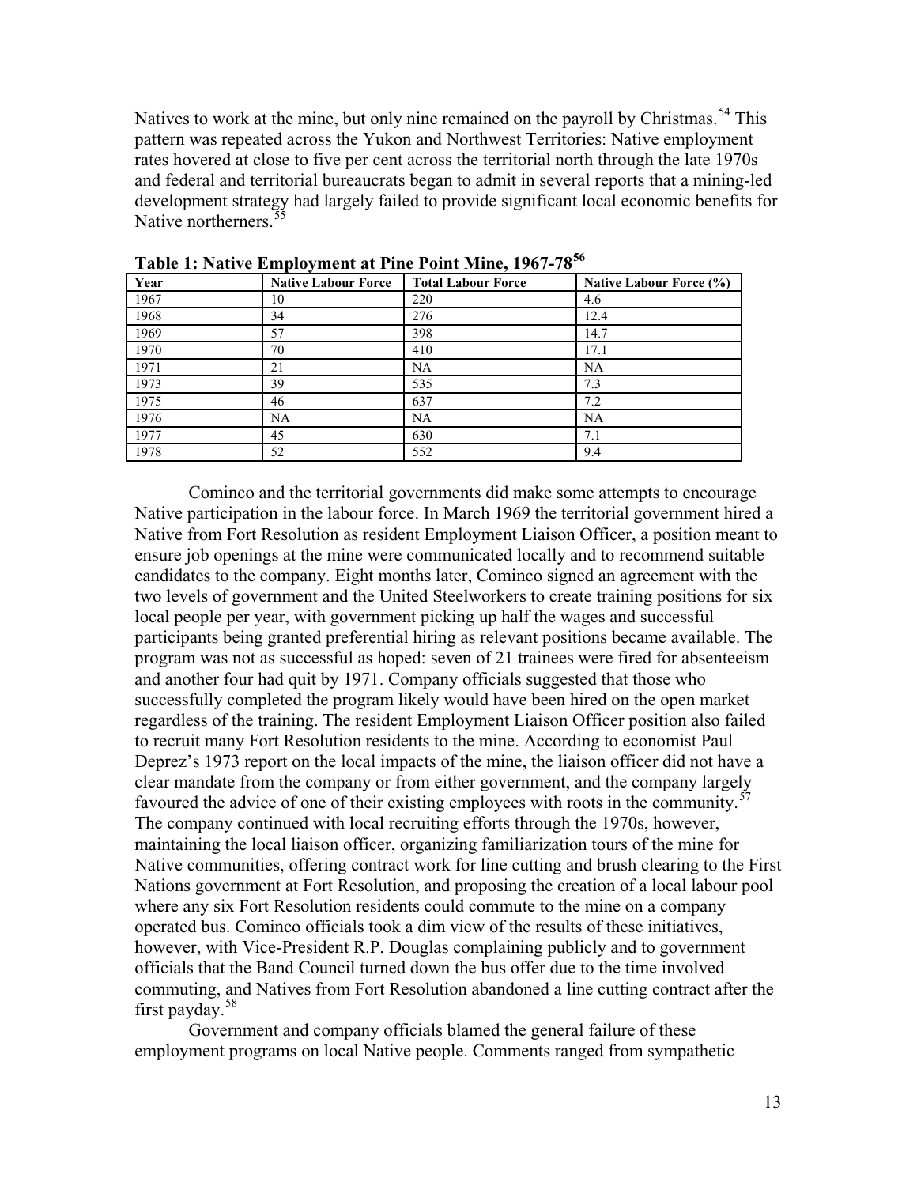Natives to work at the mine, but only nine remained on the payroll by Christmas.[54] This pattern was repeated across the Yukon and Northwest Territories: Native employment rates hovered at close to five per cent across the territorial north through the late 1970s and federal and territorial bureaucrats began to admit in several reports that a mining-led development strategy had largely failed to provide significant local economic benefits for Native northerners.[55]

**Table 1: Native Employment at Pine Point Mine, 1967-78[56]**

| Year | Native Labour Force | Total Labour Force | Native Labour Force (%) |
|---|---|---|---|
| 1967 | 10 | 220 | 4.6 |
| 1968 | 34 | 276 | 12.4 |
| 1969 | 57 | 398 | 14.7 |
| 1970 | 70 | 410 | 17.1 |
| 1971 | 21 | NA | NA |
| 1973 | 39 | 535 | 7.3 |
| 1975 | 46 | 637 | 7.2 |
| 1976 | NA | NA | NA |
| 1977 | 45 | 630 | 7.1 |
| 1978 | 52 | 552 | 9.4 |

Cominco and the territorial governments did make some attempts to encourage Native participation in the labour force. In March 1969 the territorial government hired a Native from Fort Resolution as resident Employment Liaison Officer, a position meant to ensure job openings at the mine were communicated locally and to recommend suitable candidates to the company. Eight months later, Cominco signed an agreement with the two levels of government and the United Steelworkers to create training positions for six local people per year, with government picking up half the wages and successful participants being granted preferential hiring as relevant positions became available. The program was not as successful as hoped: seven of 21 trainees were fired for absenteeism and another four had quit by 1971. Company officials suggested that those who successfully completed the program likely would have been hired on the open market regardless of the training. The resident Employment Liaison Officer position also failed to recruit many Fort Resolution residents to the mine. According to economist Paul Deprez's 1973 report on the local impacts of the mine, the liaison officer did not have a clear mandate from the company or from either government, and the company largely favoured the advice of one of their existing employees with roots in the community.[57] The company continued with local recruiting efforts through the 1970s, however, maintaining the local liaison officer, organizing familiarization tours of the mine for Native communities, offering contract work for line cutting and brush clearing to the First Nations government at Fort Resolution, and proposing the creation of a local labour pool where any six Fort Resolution residents could commute to the mine on a company operated bus. Cominco officials took a dim view of the results of these initiatives, however, with Vice-President R.P. Douglas complaining publicly and to government officials that the Band Council turned down the bus offer due to the time involved commuting, and Natives from Fort Resolution abandoned a line cutting contract after the first payday.[58]

Government and company officials blamed the general failure of these employment programs on local Native people. Comments ranged from sympathetic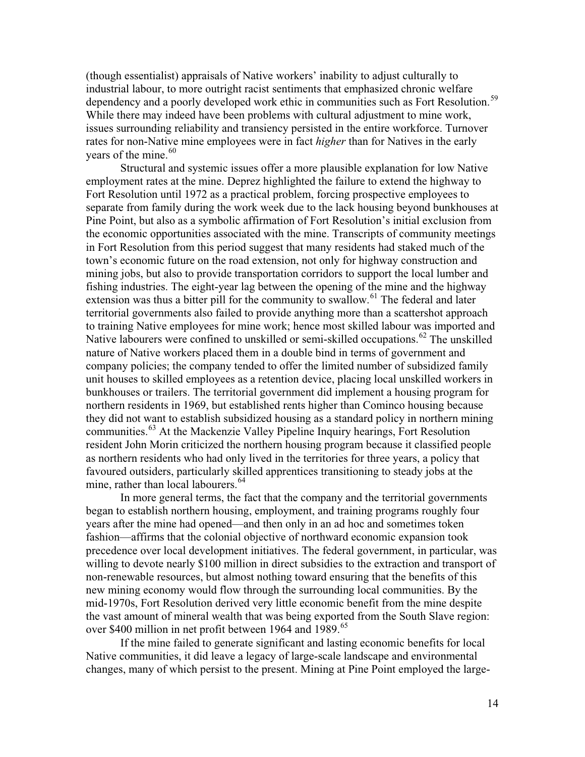(though essentialist) appraisals of Native workers' inability to adjust culturally to industrial labour, to more outright racist sentiments that emphasized chronic welfare dependency and a poorly developed work ethic in communities such as Fort Resolution.[59] While there may indeed have been problems with cultural adjustment to mine work, issues surrounding reliability and transiency persisted in the entire workforce. Turnover rates for non-Native mine employees were in fact *higher* than for Natives in the early years of the mine.[60]

Structural and systemic issues offer a more plausible explanation for low Native employment rates at the mine. Deprez highlighted the failure to extend the highway to Fort Resolution until 1972 as a practical problem, forcing prospective employees to separate from family during the work week due to the lack housing beyond bunkhouses at Pine Point, but also as a symbolic affirmation of Fort Resolution's initial exclusion from the economic opportunities associated with the mine. Transcripts of community meetings in Fort Resolution from this period suggest that many residents had staked much of the town's economic future on the road extension, not only for highway construction and mining jobs, but also to provide transportation corridors to support the local lumber and fishing industries. The eight-year lag between the opening of the mine and the highway extension was thus a bitter pill for the community to swallow.[61] The federal and later territorial governments also failed to provide anything more than a scattershot approach to training Native employees for mine work; hence most skilled labour was imported and Native labourers were confined to unskilled or semi-skilled occupations.[62] The unskilled nature of Native workers placed them in a double bind in terms of government and company policies; the company tended to offer the limited number of subsidized family unit houses to skilled employees as a retention device, placing local unskilled workers in bunkhouses or trailers. The territorial government did implement a housing program for northern residents in 1969, but established rents higher than Cominco housing because they did not want to establish subsidized housing as a standard policy in northern mining communities.[63] At the Mackenzie Valley Pipeline Inquiry hearings, Fort Resolution resident John Morin criticized the northern housing program because it classified people as northern residents who had only lived in the territories for three years, a policy that favoured outsiders, particularly skilled apprentices transitioning to steady jobs at the mine, rather than local labourers.[64]

In more general terms, the fact that the company and the territorial governments began to establish northern housing, employment, and training programs roughly four years after the mine had opened—and then only in an ad hoc and sometimes token fashion—affirms that the colonial objective of northward economic expansion took precedence over local development initiatives. The federal government, in particular, was willing to devote nearly \$100 million in direct subsidies to the extraction and transport of non-renewable resources, but almost nothing toward ensuring that the benefits of this new mining economy would flow through the surrounding local communities. By the mid-1970s, Fort Resolution derived very little economic benefit from the mine despite the vast amount of mineral wealth that was being exported from the South Slave region: over \$400 million in net profit between 1964 and 1989.[65]

If the mine failed to generate significant and lasting economic benefits for local Native communities, it did leave a legacy of large-scale landscape and environmental changes, many of which persist to the present. Mining at Pine Point employed the large-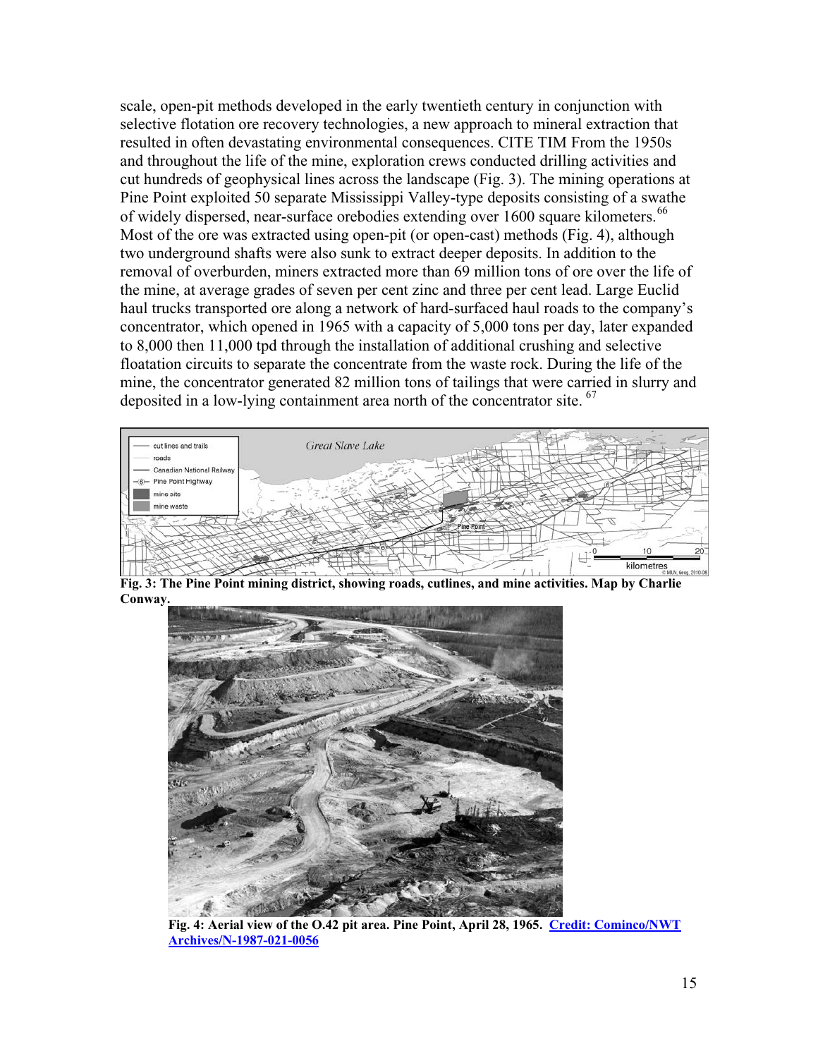scale, open-pit methods developed in the early twentieth century in conjunction with selective flotation ore recovery technologies, a new approach to mineral extraction that resulted in often devastating environmental consequences. CITE TIM From the 1950s and throughout the life of the mine, exploration crews conducted drilling activities and cut hundreds of geophysical lines across the landscape (Fig. 3). The mining operations at Pine Point exploited 50 separate Mississippi Valley-type deposits consisting of a swathe of widely dispersed, near-surface orebodies extending over 1600 square kilometers.[66] Most of the ore was extracted using open-pit (or open-cast) methods (Fig. 4), although two underground shafts were also sunk to extract deeper deposits. In addition to the removal of overburden, miners extracted more than 69 million tons of ore over the life of the mine, at average grades of seven per cent zinc and three per cent lead. Large Euclid haul trucks transported ore along a network of hard-surfaced haul roads to the company's concentrator, which opened in 1965 with a capacity of 5,000 tons per day, later expanded to 8,000 then 11,000 tpd through the installation of additional crushing and selective floatation circuits to separate the concentrate from the waste rock. During the life of the mine, the concentrator generated 82 million tons of tailings that were carried in slurry and deposited in a low-lying containment area north of the concentrator site.[67]

**Fig. 3: The Pine Point mining district, showing roads, cutlines, and mine activities. Map by Charlie Conway.**

**Fig. 4: Aerial view of the O.42 pit area. Pine Point, April 28, 1965. Credit: Cominco/NWT Archives/N-1987-021-0056**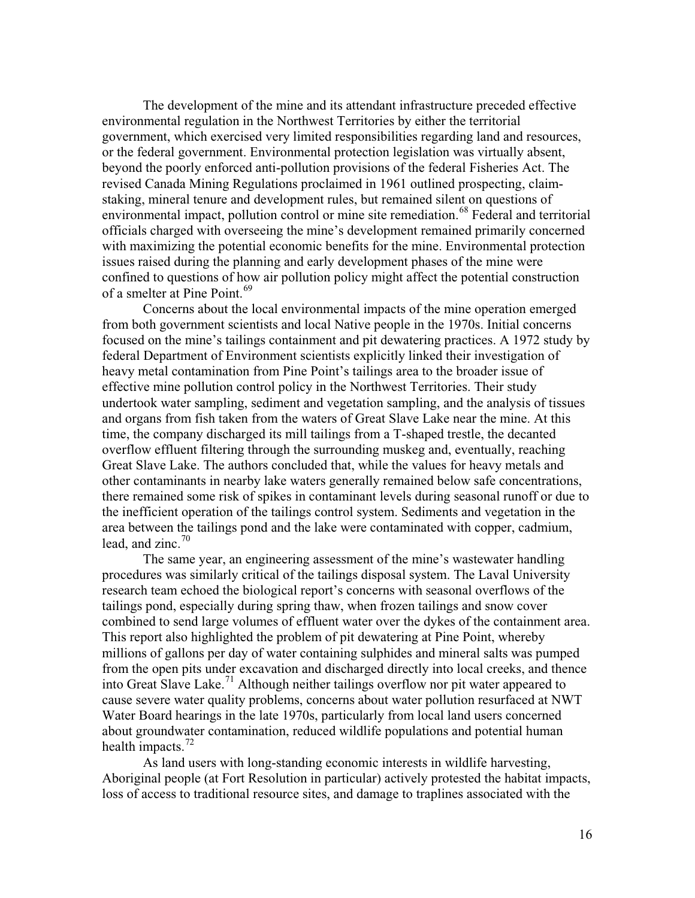The development of the mine and its attendant infrastructure preceded effective environmental regulation in the Northwest Territories by either the territorial government, which exercised very limited responsibilities regarding land and resources, or the federal government. Environmental protection legislation was virtually absent, beyond the poorly enforced anti-pollution provisions of the federal Fisheries Act. The revised Canada Mining Regulations proclaimed in 1961 outlined prospecting, claim-staking, mineral tenure and development rules, but remained silent on questions of environmental impact, pollution control or mine site remediation.[68] Federal and territorial officials charged with overseeing the mine's development remained primarily concerned with maximizing the potential economic benefits for the mine. Environmental protection issues raised during the planning and early development phases of the mine were confined to questions of how air pollution policy might affect the potential construction of a smelter at Pine Point.[69]

Concerns about the local environmental impacts of the mine operation emerged from both government scientists and local Native people in the 1970s. Initial concerns focused on the mine's tailings containment and pit dewatering practices. A 1972 study by federal Department of Environment scientists explicitly linked their investigation of heavy metal contamination from Pine Point's tailings area to the broader issue of effective mine pollution control policy in the Northwest Territories. Their study undertook water sampling, sediment and vegetation sampling, and the analysis of tissues and organs from fish taken from the waters of Great Slave Lake near the mine. At this time, the company discharged its mill tailings from a T-shaped trestle, the decanted overflow effluent filtering through the surrounding muskeg and, eventually, reaching Great Slave Lake. The authors concluded that, while the values for heavy metals and other contaminants in nearby lake waters generally remained below safe concentrations, there remained some risk of spikes in contaminant levels during seasonal runoff or due to the inefficient operation of the tailings control system. Sediments and vegetation in the area between the tailings pond and the lake were contaminated with copper, cadmium, lead, and zinc.[70]

The same year, an engineering assessment of the mine's wastewater handling procedures was similarly critical of the tailings disposal system. The Laval University research team echoed the biological report's concerns with seasonal overflows of the tailings pond, especially during spring thaw, when frozen tailings and snow cover combined to send large volumes of effluent water over the dykes of the containment area. This report also highlighted the problem of pit dewatering at Pine Point, whereby millions of gallons per day of water containing sulphides and mineral salts was pumped from the open pits under excavation and discharged directly into local creeks, and thence into Great Slave Lake.[71] Although neither tailings overflow nor pit water appeared to cause severe water quality problems, concerns about water pollution resurfaced at NWT Water Board hearings in the late 1970s, particularly from local land users concerned about groundwater contamination, reduced wildlife populations and potential human health impacts.[72]

As land users with long-standing economic interests in wildlife harvesting, Aboriginal people (at Fort Resolution in particular) actively protested the habitat impacts, loss of access to traditional resource sites, and damage to traplines associated with the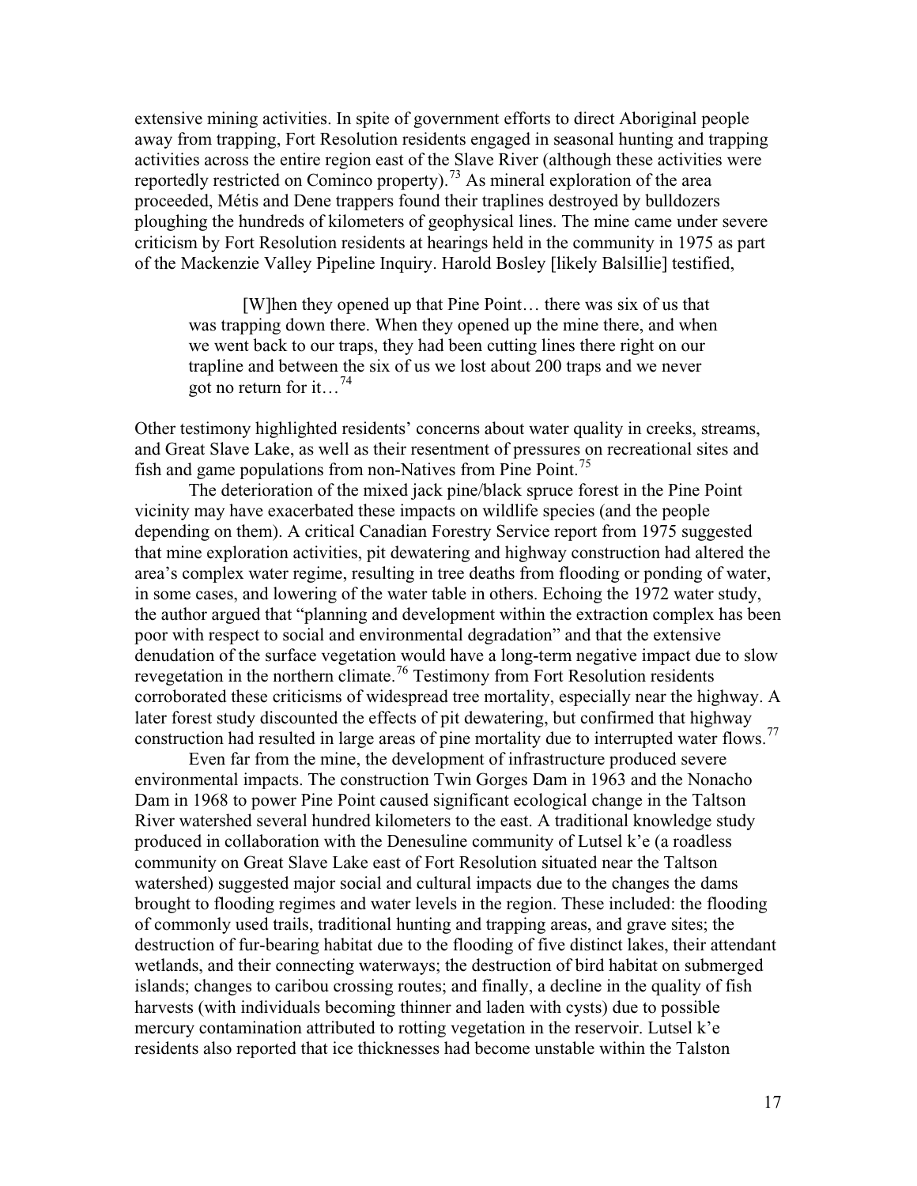extensive mining activities. In spite of government efforts to direct Aboriginal people away from trapping, Fort Resolution residents engaged in seasonal hunting and trapping activities across the entire region east of the Slave River (although these activities were reportedly restricted on Cominco property).[73] As mineral exploration of the area proceeded, Métis and Dene trappers found their traplines destroyed by bulldozers ploughing the hundreds of kilometers of geophysical lines. The mine came under severe criticism by Fort Resolution residents at hearings held in the community in 1975 as part of the Mackenzie Valley Pipeline Inquiry. Harold Bosley [likely Balsillie] testified,

> [W]hen they opened up that Pine Point… there was six of us that was trapping down there. When they opened up the mine there, and when we went back to our traps, they had been cutting lines there right on our trapline and between the six of us we lost about 200 traps and we never got no return for it…[74]

Other testimony highlighted residents' concerns about water quality in creeks, streams, and Great Slave Lake, as well as their resentment of pressures on recreational sites and fish and game populations from non-Natives from Pine Point.[75]

The deterioration of the mixed jack pine/black spruce forest in the Pine Point vicinity may have exacerbated these impacts on wildlife species (and the people depending on them). A critical Canadian Forestry Service report from 1975 suggested that mine exploration activities, pit dewatering and highway construction had altered the area's complex water regime, resulting in tree deaths from flooding or ponding of water, in some cases, and lowering of the water table in others. Echoing the 1972 water study, the author argued that "planning and development within the extraction complex has been poor with respect to social and environmental degradation" and that the extensive denudation of the surface vegetation would have a long-term negative impact due to slow revegetation in the northern climate.[76] Testimony from Fort Resolution residents corroborated these criticisms of widespread tree mortality, especially near the highway. A later forest study discounted the effects of pit dewatering, but confirmed that highway construction had resulted in large areas of pine mortality due to interrupted water flows.[77]

Even far from the mine, the development of infrastructure produced severe environmental impacts. The construction Twin Gorges Dam in 1963 and the Nonacho Dam in 1968 to power Pine Point caused significant ecological change in the Taltson River watershed several hundred kilometers to the east. A traditional knowledge study produced in collaboration with the Denesuline community of Lutsel k'e (a roadless community on Great Slave Lake east of Fort Resolution situated near the Taltson watershed) suggested major social and cultural impacts due to the changes the dams brought to flooding regimes and water levels in the region. These included: the flooding of commonly used trails, traditional hunting and trapping areas, and grave sites; the destruction of fur-bearing habitat due to the flooding of five distinct lakes, their attendant wetlands, and their connecting waterways; the destruction of bird habitat on submerged islands; changes to caribou crossing routes; and finally, a decline in the quality of fish harvests (with individuals becoming thinner and laden with cysts) due to possible mercury contamination attributed to rotting vegetation in the reservoir. Lutsel k'e residents also reported that ice thicknesses had become unstable within the Talston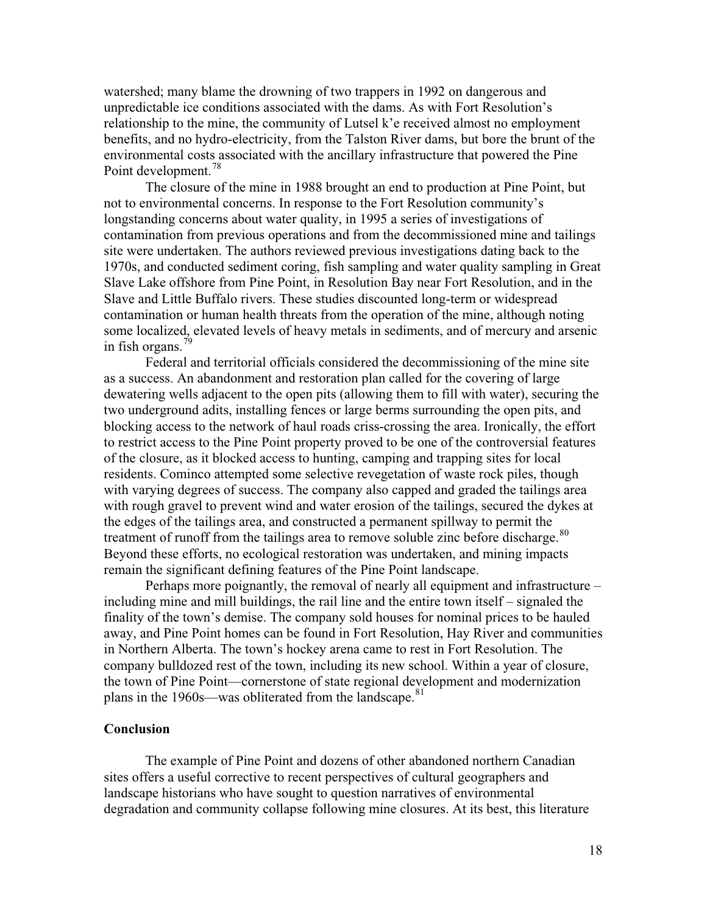watershed; many blame the drowning of two trappers in 1992 on dangerous and unpredictable ice conditions associated with the dams. As with Fort Resolution's relationship to the mine, the community of Lutsel k'e received almost no employment benefits, and no hydro-electricity, from the Talston River dams, but bore the brunt of the environmental costs associated with the ancillary infrastructure that powered the Pine Point development.[78]

The closure of the mine in 1988 brought an end to production at Pine Point, but not to environmental concerns. In response to the Fort Resolution community's longstanding concerns about water quality, in 1995 a series of investigations of contamination from previous operations and from the decommissioned mine and tailings site were undertaken. The authors reviewed previous investigations dating back to the 1970s, and conducted sediment coring, fish sampling and water quality sampling in Great Slave Lake offshore from Pine Point, in Resolution Bay near Fort Resolution, and in the Slave and Little Buffalo rivers. These studies discounted long-term or widespread contamination or human health threats from the operation of the mine, although noting some localized, elevated levels of heavy metals in sediments, and of mercury and arsenic in fish organs.[79]

Federal and territorial officials considered the decommissioning of the mine site as a success. An abandonment and restoration plan called for the covering of large dewatering wells adjacent to the open pits (allowing them to fill with water), securing the two underground adits, installing fences or large berms surrounding the open pits, and blocking access to the network of haul roads criss-crossing the area. Ironically, the effort to restrict access to the Pine Point property proved to be one of the controversial features of the closure, as it blocked access to hunting, camping and trapping sites for local residents. Cominco attempted some selective revegetation of waste rock piles, though with varying degrees of success. The company also capped and graded the tailings area with rough gravel to prevent wind and water erosion of the tailings, secured the dykes at the edges of the tailings area, and constructed a permanent spillway to permit the treatment of runoff from the tailings area to remove soluble zinc before discharge.[80] Beyond these efforts, no ecological restoration was undertaken, and mining impacts remain the significant defining features of the Pine Point landscape.

Perhaps more poignantly, the removal of nearly all equipment and infrastructure – including mine and mill buildings, the rail line and the entire town itself – signaled the finality of the town's demise. The company sold houses for nominal prices to be hauled away, and Pine Point homes can be found in Fort Resolution, Hay River and communities in Northern Alberta. The town's hockey arena came to rest in Fort Resolution. The company bulldozed rest of the town, including its new school. Within a year of closure, the town of Pine Point—cornerstone of state regional development and modernization plans in the 1960s—was obliterated from the landscape.[81]

## Conclusion

The example of Pine Point and dozens of other abandoned northern Canadian sites offers a useful corrective to recent perspectives of cultural geographers and landscape historians who have sought to question narratives of environmental degradation and community collapse following mine closures. At its best, this literature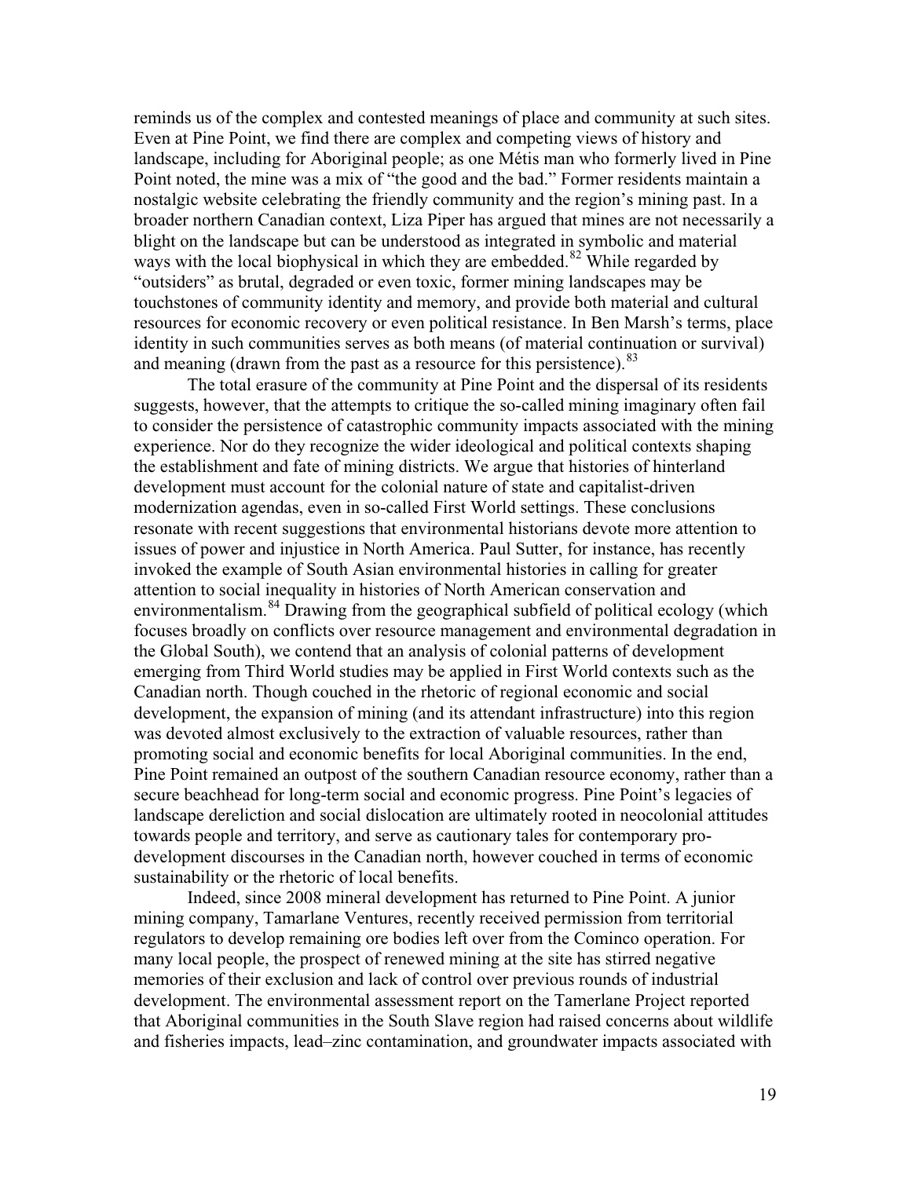reminds us of the complex and contested meanings of place and community at such sites. Even at Pine Point, we find there are complex and competing views of history and landscape, including for Aboriginal people; as one Métis man who formerly lived in Pine Point noted, the mine was a mix of "the good and the bad." Former residents maintain a nostalgic website celebrating the friendly community and the region's mining past. In a broader northern Canadian context, Liza Piper has argued that mines are not necessarily a blight on the landscape but can be understood as integrated in symbolic and material ways with the local biophysical in which they are embedded.[82] While regarded by "outsiders" as brutal, degraded or even toxic, former mining landscapes may be touchstones of community identity and memory, and provide both material and cultural resources for economic recovery or even political resistance. In Ben Marsh's terms, place identity in such communities serves as both means (of material continuation or survival) and meaning (drawn from the past as a resource for this persistence).[83]

The total erasure of the community at Pine Point and the dispersal of its residents suggests, however, that the attempts to critique the so-called mining imaginary often fail to consider the persistence of catastrophic community impacts associated with the mining experience. Nor do they recognize the wider ideological and political contexts shaping the establishment and fate of mining districts. We argue that histories of hinterland development must account for the colonial nature of state and capitalist-driven modernization agendas, even in so-called First World settings. These conclusions resonate with recent suggestions that environmental historians devote more attention to issues of power and injustice in North America. Paul Sutter, for instance, has recently invoked the example of South Asian environmental histories in calling for greater attention to social inequality in histories of North American conservation and environmentalism.[84] Drawing from the geographical subfield of political ecology (which focuses broadly on conflicts over resource management and environmental degradation in the Global South), we contend that an analysis of colonial patterns of development emerging from Third World studies may be applied in First World contexts such as the Canadian north. Though couched in the rhetoric of regional economic and social development, the expansion of mining (and its attendant infrastructure) into this region was devoted almost exclusively to the extraction of valuable resources, rather than promoting social and economic benefits for local Aboriginal communities. In the end, Pine Point remained an outpost of the southern Canadian resource economy, rather than a secure beachhead for long-term social and economic progress. Pine Point's legacies of landscape dereliction and social dislocation are ultimately rooted in neocolonial attitudes towards people and territory, and serve as cautionary tales for contemporary pro-development discourses in the Canadian north, however couched in terms of economic sustainability or the rhetoric of local benefits.

Indeed, since 2008 mineral development has returned to Pine Point. A junior mining company, Tamarlane Ventures, recently received permission from territorial regulators to develop remaining ore bodies left over from the Cominco operation. For many local people, the prospect of renewed mining at the site has stirred negative memories of their exclusion and lack of control over previous rounds of industrial development. The environmental assessment report on the Tamerlane Project reported that Aboriginal communities in the South Slave region had raised concerns about wildlife and fisheries impacts, lead–zinc contamination, and groundwater impacts associated with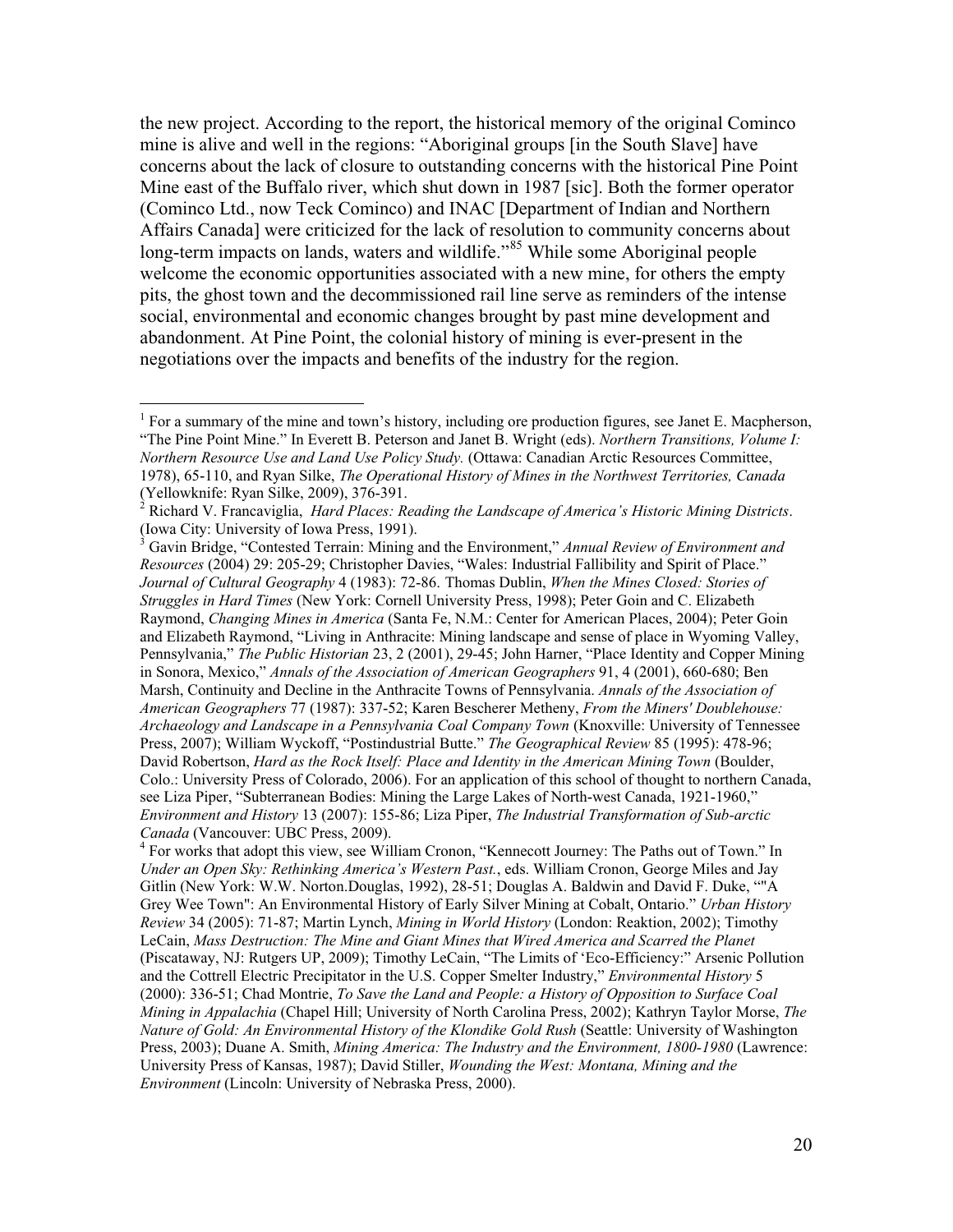the new project. According to the report, the historical memory of the original Cominco mine is alive and well in the regions: "Aboriginal groups [in the South Slave] have concerns about the lack of closure to outstanding concerns with the historical Pine Point Mine east of the Buffalo river, which shut down in 1987 [sic]. Both the former operator (Cominco Ltd., now Teck Cominco) and INAC [Department of Indian and Northern Affairs Canada] were criticized for the lack of resolution to community concerns about long-term impacts on lands, waters and wildlife."[85] While some Aboriginal people welcome the economic opportunities associated with a new mine, for others the empty pits, the ghost town and the decommissioned rail line serve as reminders of the intense social, environmental and economic changes brought by past mine development and abandonment. At Pine Point, the colonial history of mining is ever-present in the negotiations over the impacts and benefits of the industry for the region.

---

[1] For a summary of the mine and town's history, including ore production figures, see Janet E. Macpherson, "The Pine Point Mine." In Everett B. Peterson and Janet B. Wright (eds). *Northern Transitions, Volume I: Northern Resource Use and Land Use Policy Study.* (Ottawa: Canadian Arctic Resources Committee, 1978), 65-110, and Ryan Silke, *The Operational History of Mines in the Northwest Territories, Canada* (Yellowknife: Ryan Silke, 2009), 376-391.

[2] Richard V. Francaviglia, *Hard Places: Reading the Landscape of America's Historic Mining Districts*. (Iowa City: University of Iowa Press, 1991).

[3] Gavin Bridge, "Contested Terrain: Mining and the Environment," *Annual Review of Environment and Resources* (2004) 29: 205-29; Christopher Davies, "Wales: Industrial Fallibility and Spirit of Place." *Journal of Cultural Geography* 4 (1983): 72-86. Thomas Dublin, *When the Mines Closed: Stories of Struggles in Hard Times* (New York: Cornell University Press, 1998); Peter Goin and C. Elizabeth Raymond, *Changing Mines in America* (Santa Fe, N.M.: Center for American Places, 2004); Peter Goin and Elizabeth Raymond, "Living in Anthracite: Mining landscape and sense of place in Wyoming Valley, Pennsylvania," *The Public Historian* 23, 2 (2001), 29-45; John Harner, "Place Identity and Copper Mining in Sonora, Mexico," *Annals of the Association of American Geographers* 91, 4 (2001), 660-680; Ben Marsh, Continuity and Decline in the Anthracite Towns of Pennsylvania. *Annals of the Association of American Geographers* 77 (1987): 337-52; Karen Bescherer Metheny, *From the Miners' Doublehouse: Archaeology and Landscape in a Pennsylvania Coal Company Town* (Knoxville: University of Tennessee Press, 2007); William Wyckoff, "Postindustrial Butte." *The Geographical Review* 85 (1995): 478-96; David Robertson, *Hard as the Rock Itself: Place and Identity in the American Mining Town* (Boulder, Colo.: University Press of Colorado, 2006). For an application of this school of thought to northern Canada, see Liza Piper, "Subterranean Bodies: Mining the Large Lakes of North-west Canada, 1921-1960," *Environment and History* 13 (2007): 155-86; Liza Piper, *The Industrial Transformation of Sub-arctic Canada* (Vancouver: UBC Press, 2009).

[4] For works that adopt this view, see William Cronon, "Kennecott Journey: The Paths out of Town." In *Under an Open Sky: Rethinking America's Western Past.*, eds. William Cronon, George Miles and Jay Gitlin (New York: W.W. Norton.Douglas, 1992), 28-51; Douglas A. Baldwin and David F. Duke, ""A Grey Wee Town": An Environmental History of Early Silver Mining at Cobalt, Ontario." *Urban History Review* 34 (2005): 71-87; Martin Lynch, *Mining in World History* (London: Reaktion, 2002); Timothy LeCain, *Mass Destruction: The Mine and Giant Mines that Wired America and Scarred the Planet* (Piscataway, NJ: Rutgers UP, 2009); Timothy LeCain, "The Limits of 'Eco-Efficiency:" Arsenic Pollution and the Cottrell Electric Precipitator in the U.S. Copper Smelter Industry," *Environmental History* 5 (2000): 336-51; Chad Montrie, *To Save the Land and People: a History of Opposition to Surface Coal Mining in Appalachia* (Chapel Hill; University of North Carolina Press, 2002); Kathryn Taylor Morse, *The Nature of Gold: An Environmental History of the Klondike Gold Rush* (Seattle: University of Washington Press, 2003); Duane A. Smith, *Mining America: The Industry and the Environment, 1800-1980* (Lawrence: University Press of Kansas, 1987); David Stiller, *Wounding the West: Montana, Mining and the Environment* (Lincoln: University of Nebraska Press, 2000).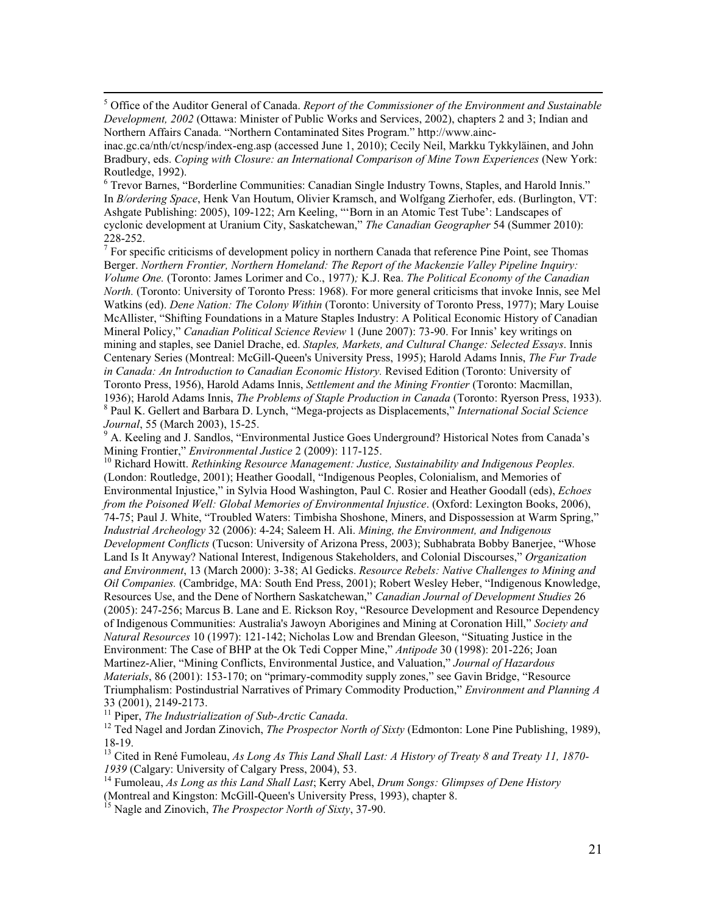[5] Office of the Auditor General of Canada. *Report of the Commissioner of the Environment and Sustainable Development, 2002* (Ottawa: Minister of Public Works and Services, 2002), chapters 2 and 3; Indian and Northern Affairs Canada. "Northern Contaminated Sites Program." http://www.ainc-inac.gc.ca/nth/ct/ncsp/index-eng.asp (accessed June 1, 2010); Cecily Neil, Markku Tykkyläinen, and John Bradbury, eds. *Coping with Closure: an International Comparison of Mine Town Experiences* (New York: Routledge, 1992).

[6] Trevor Barnes, "Borderline Communities: Canadian Single Industry Towns, Staples, and Harold Innis." In *B/ordering Space*, Henk Van Houtum, Olivier Kramsch, and Wolfgang Zierhofer, eds. (Burlington, VT: Ashgate Publishing: 2005), 109-122; Arn Keeling, "'Born in an Atomic Test Tube': Landscapes of cyclonic development at Uranium City, Saskatchewan," *The Canadian Geographer* 54 (Summer 2010): 228-252.

[7] For specific criticisms of development policy in northern Canada that reference Pine Point, see Thomas Berger. *Northern Frontier, Northern Homeland: The Report of the Mackenzie Valley Pipeline Inquiry: Volume One.* (Toronto: James Lorimer and Co., 1977)*;* K.J. Rea. *The Political Economy of the Canadian North.* (Toronto: University of Toronto Press: 1968). For more general criticisms that invoke Innis, see Mel Watkins (ed). *Dene Nation: The Colony Within* (Toronto: University of Toronto Press, 1977); Mary Louise McAllister, "Shifting Foundations in a Mature Staples Industry: A Political Economic History of Canadian Mineral Policy," *Canadian Political Science Review* 1 (June 2007): 73-90. For Innis' key writings on mining and staples, see Daniel Drache, ed. *Staples, Markets, and Cultural Change: Selected Essays*. Innis Centenary Series (Montreal: McGill-Queen's University Press, 1995); Harold Adams Innis, *The Fur Trade in Canada: An Introduction to Canadian Economic History.* Revised Edition (Toronto: University of Toronto Press, 1956), Harold Adams Innis, *Settlement and the Mining Frontier* (Toronto: Macmillan, 1936); Harold Adams Innis, *The Problems of Staple Production in Canada* (Toronto: Ryerson Press, 1933).

[8] Paul K. Gellert and Barbara D. Lynch, "Mega-projects as Displacements," *International Social Science Journal*, 55 (March 2003), 15-25.

[9] A. Keeling and J. Sandlos, "Environmental Justice Goes Underground? Historical Notes from Canada's Mining Frontier," *Environmental Justice* 2 (2009): 117-125.

[10] Richard Howitt. *Rethinking Resource Management: Justice, Sustainability and Indigenous Peoples.* (London: Routledge, 2001); Heather Goodall, "Indigenous Peoples, Colonialism, and Memories of Environmental Injustice," in Sylvia Hood Washington, Paul C. Rosier and Heather Goodall (eds), *Echoes from the Poisoned Well: Global Memories of Environmental Injustice*. (Oxford: Lexington Books, 2006), 74-75; Paul J. White, "Troubled Waters: Timbisha Shoshone, Miners, and Dispossession at Warm Spring," *Industrial Archeology* 32 (2006): 4-24; Saleem H. Ali. *Mining, the Environment, and Indigenous Development Conflicts* (Tucson: University of Arizona Press, 2003); Subhabrata Bobby Banerjee, "Whose Land Is It Anyway? National Interest, Indigenous Stakeholders, and Colonial Discourses," *Organization and Environment*, 13 (March 2000): 3-38; Al Gedicks. *Resource Rebels: Native Challenges to Mining and Oil Companies.* (Cambridge, MA: South End Press, 2001); Robert Wesley Heber, "Indigenous Knowledge, Resources Use, and the Dene of Northern Saskatchewan," *Canadian Journal of Development Studies* 26 (2005): 247-256; Marcus B. Lane and E. Rickson Roy, "Resource Development and Resource Dependency of Indigenous Communities: Australia's Jawoyn Aborigines and Mining at Coronation Hill," *Society and Natural Resources* 10 (1997): 121-142; Nicholas Low and Brendan Gleeson, "Situating Justice in the Environment: The Case of BHP at the Ok Tedi Copper Mine," *Antipode* 30 (1998): 201-226; Joan Martinez-Alier, "Mining Conflicts, Environmental Justice, and Valuation," *Journal of Hazardous Materials*, 86 (2001): 153-170; on "primary-commodity supply zones," see Gavin Bridge, "Resource Triumphalism: Postindustrial Narratives of Primary Commodity Production," *Environment and Planning A* 33 (2001), 2149-2173.

[11] Piper, *The Industrialization of Sub-Arctic Canada*.

[12] Ted Nagel and Jordan Zinovich, *The Prospector North of Sixty* (Edmonton: Lone Pine Publishing, 1989), 18-19.

[13] Cited in René Fumoleau, *As Long As This Land Shall Last: A History of Treaty 8 and Treaty 11, 1870-1939* (Calgary: University of Calgary Press, 2004), 53.

[14] Fumoleau, *As Long as this Land Shall Last*; Kerry Abel, *Drum Songs: Glimpses of Dene History* (Montreal and Kingston: McGill-Queen's University Press, 1993), chapter 8.

[15] Nagle and Zinovich, *The Prospector North of Sixty*, 37-90.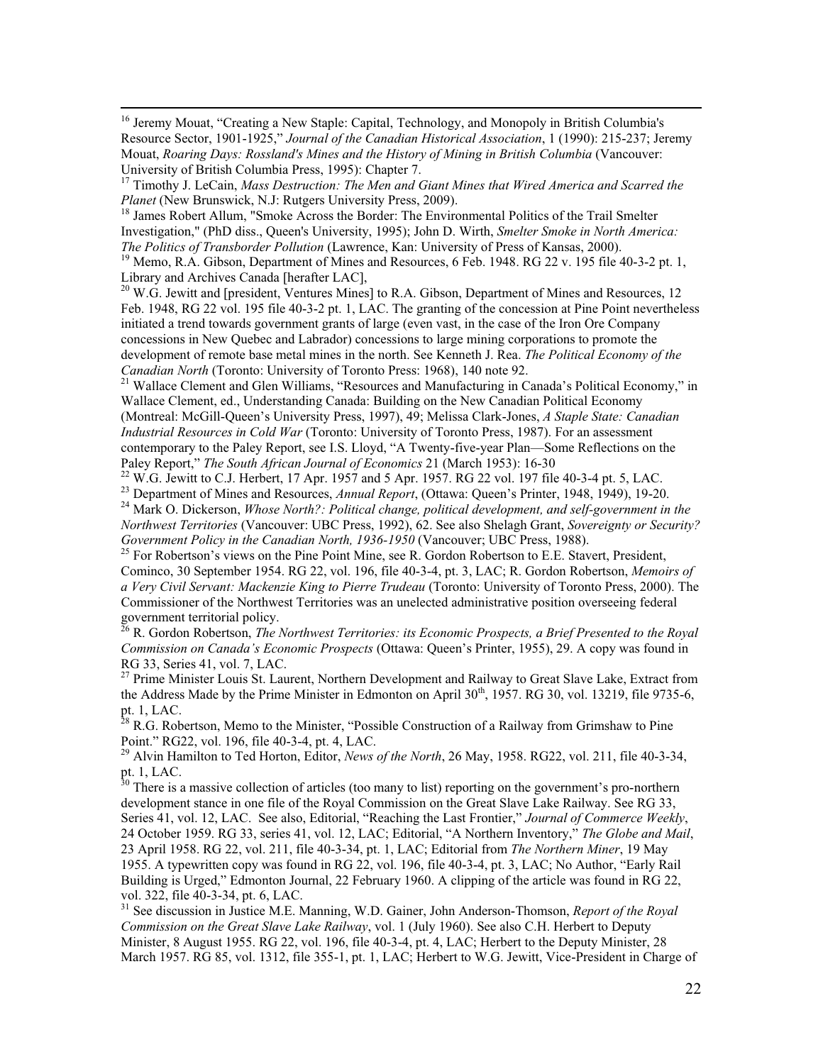[16] Jeremy Mouat, "Creating a New Staple: Capital, Technology, and Monopoly in British Columbia's Resource Sector, 1901-1925," *Journal of the Canadian Historical Association*, 1 (1990): 215-237; Jeremy Mouat, *Roaring Days: Rossland's Mines and the History of Mining in British Columbia* (Vancouver: University of British Columbia Press, 1995): Chapter 7.

[17] Timothy J. LeCain, *Mass Destruction: The Men and Giant Mines that Wired America and Scarred the Planet* (New Brunswick, N.J: Rutgers University Press, 2009).

[18] James Robert Allum, "Smoke Across the Border: The Environmental Politics of the Trail Smelter Investigation," (PhD diss., Queen's University, 1995); John D. Wirth, *Smelter Smoke in North America: The Politics of Transborder Pollution* (Lawrence, Kan: University of Press of Kansas, 2000).

[19] Memo, R.A. Gibson, Department of Mines and Resources, 6 Feb. 1948. RG 22 v. 195 file 40-3-2 pt. 1, Library and Archives Canada [herafter LAC],

[20] W.G. Jewitt and [president, Ventures Mines] to R.A. Gibson, Department of Mines and Resources, 12 Feb. 1948, RG 22 vol. 195 file 40-3-2 pt. 1, LAC. The granting of the concession at Pine Point nevertheless initiated a trend towards government grants of large (even vast, in the case of the Iron Ore Company concessions in New Quebec and Labrador) concessions to large mining corporations to promote the development of remote base metal mines in the north. See Kenneth J. Rea. *The Political Economy of the Canadian North* (Toronto: University of Toronto Press: 1968), 140 note 92.

[21] Wallace Clement and Glen Williams, "Resources and Manufacturing in Canada's Political Economy," in Wallace Clement, ed., Understanding Canada: Building on the New Canadian Political Economy (Montreal: McGill-Queen's University Press, 1997), 49; Melissa Clark-Jones, *A Staple State: Canadian Industrial Resources in Cold War* (Toronto: University of Toronto Press, 1987). For an assessment contemporary to the Paley Report, see I.S. Lloyd, "A Twenty-five-year Plan—Some Reflections on the Paley Report," *The South African Journal of Economics* 21 (March 1953): 16-30

[22] W.G. Jewitt to C.J. Herbert, 17 Apr. 1957 and 5 Apr. 1957. RG 22 vol. 197 file 40-3-4 pt. 5, LAC.

[23] Department of Mines and Resources, *Annual Report*, (Ottawa: Queen's Printer, 1948, 1949), 19-20.

[24] Mark O. Dickerson, *Whose North?: Political change, political development, and self-government in the Northwest Territories* (Vancouver: UBC Press, 1992), 62. See also Shelagh Grant, *Sovereignty or Security? Government Policy in the Canadian North, 1936-1950* (Vancouver; UBC Press, 1988).

[25] For Robertson's views on the Pine Point Mine, see R. Gordon Robertson to E.E. Stavert, President, Cominco, 30 September 1954. RG 22, vol. 196, file 40-3-4, pt. 3, LAC; R. Gordon Robertson, *Memoirs of a Very Civil Servant: Mackenzie King to Pierre Trudeau* (Toronto: University of Toronto Press, 2000). The Commissioner of the Northwest Territories was an unelected administrative position overseeing federal government territorial policy.

[26] R. Gordon Robertson, *The Northwest Territories: its Economic Prospects, a Brief Presented to the Royal Commission on Canada's Economic Prospects* (Ottawa: Queen's Printer, 1955), 29. A copy was found in RG 33, Series 41, vol. 7, LAC.

[27] Prime Minister Louis St. Laurent, Northern Development and Railway to Great Slave Lake, Extract from the Address Made by the Prime Minister in Edmonton on April 30th, 1957. RG 30, vol. 13219, file 9735-6, pt. 1, LAC.

[28] R.G. Robertson, Memo to the Minister, "Possible Construction of a Railway from Grimshaw to Pine Point." RG22, vol. 196, file 40-3-4, pt. 4, LAC.

[29] Alvin Hamilton to Ted Horton, Editor, *News of the North*, 26 May, 1958. RG22, vol. 211, file 40-3-34, pt. 1, LAC.

[30] There is a massive collection of articles (too many to list) reporting on the government's pro-northern development stance in one file of the Royal Commission on the Great Slave Lake Railway. See RG 33, Series 41, vol. 12, LAC. See also, Editorial, "Reaching the Last Frontier," *Journal of Commerce Weekly*, 24 October 1959. RG 33, series 41, vol. 12, LAC; Editorial, "A Northern Inventory," *The Globe and Mail*, 23 April 1958. RG 22, vol. 211, file 40-3-34, pt. 1, LAC; Editorial from *The Northern Miner*, 19 May 1955. A typewritten copy was found in RG 22, vol. 196, file 40-3-4, pt. 3, LAC; No Author, "Early Rail Building is Urged," Edmonton Journal, 22 February 1960. A clipping of the article was found in RG 22, vol. 322, file 40-3-34, pt. 6, LAC.

[31] See discussion in Justice M.E. Manning, W.D. Gainer, John Anderson-Thomson, *Report of the Royal Commission on the Great Slave Lake Railway*, vol. 1 (July 1960). See also C.H. Herbert to Deputy Minister, 8 August 1955. RG 22, vol. 196, file 40-3-4, pt. 4, LAC; Herbert to the Deputy Minister, 28 March 1957. RG 85, vol. 1312, file 355-1, pt. 1, LAC; Herbert to W.G. Jewitt, Vice-President in Charge of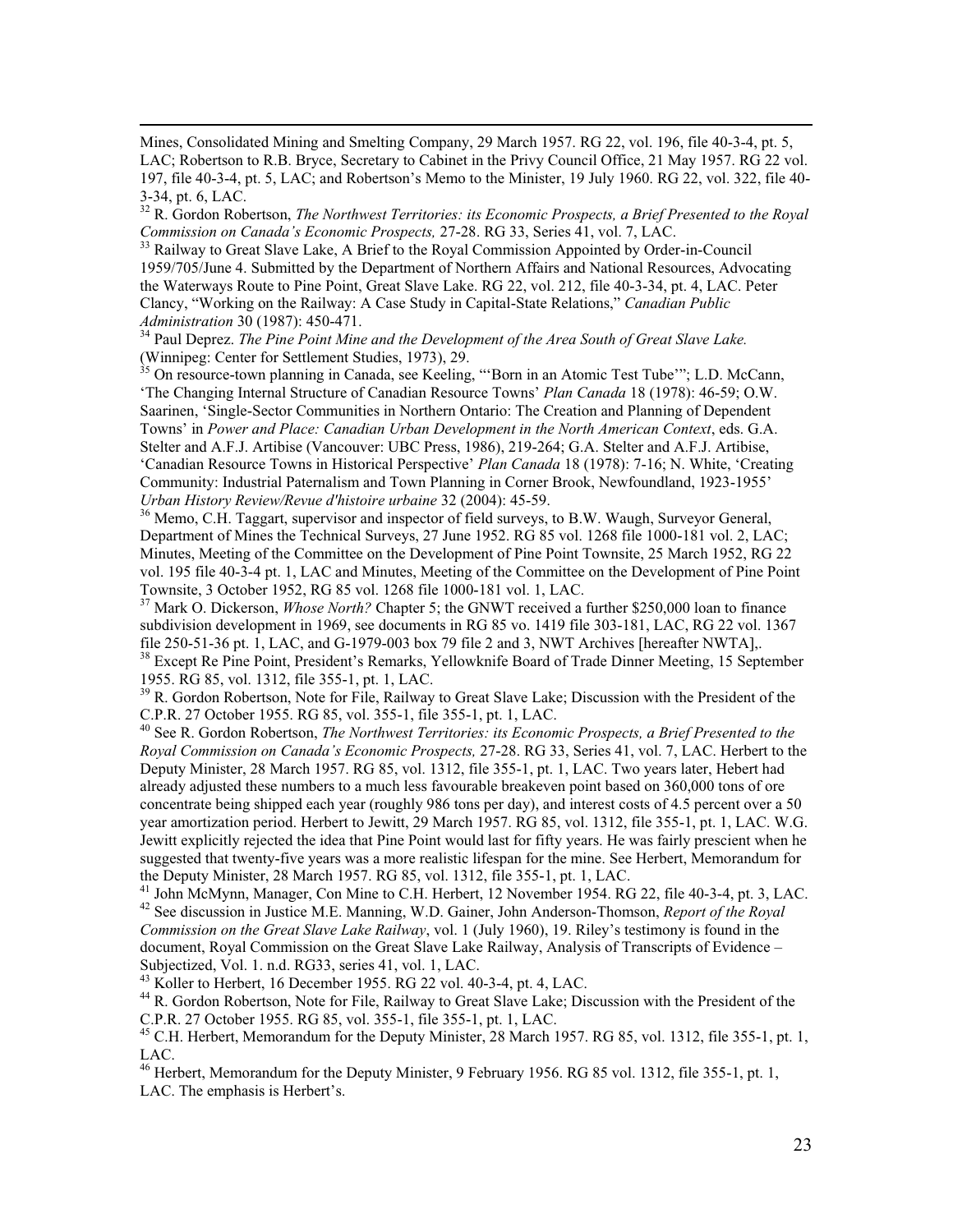Mines, Consolidated Mining and Smelting Company, 29 March 1957. RG 22, vol. 196, file 40-3-4, pt. 5, LAC; Robertson to R.B. Bryce, Secretary to Cabinet in the Privy Council Office, 21 May 1957. RG 22 vol. 197, file 40-3-4, pt. 5, LAC; and Robertson's Memo to the Minister, 19 July 1960. RG 22, vol. 322, file 40-3-34, pt. 6, LAC.

[32] R. Gordon Robertson, *The Northwest Territories: its Economic Prospects, a Brief Presented to the Royal Commission on Canada's Economic Prospects,* 27-28. RG 33, Series 41, vol. 7, LAC.

[33] Railway to Great Slave Lake, A Brief to the Royal Commission Appointed by Order-in-Council 1959/705/June 4. Submitted by the Department of Northern Affairs and National Resources, Advocating the Waterways Route to Pine Point, Great Slave Lake. RG 22, vol. 212, file 40-3-34, pt. 4, LAC. Peter Clancy, "Working on the Railway: A Case Study in Capital-State Relations," *Canadian Public Administration* 30 (1987): 450-471.

[34] Paul Deprez. *The Pine Point Mine and the Development of the Area South of Great Slave Lake.* (Winnipeg: Center for Settlement Studies, 1973), 29.

[35] On resource-town planning in Canada, see Keeling, "'Born in an Atomic Test Tube'"; L.D. McCann, 'The Changing Internal Structure of Canadian Resource Towns' *Plan Canada* 18 (1978): 46-59; O.W. Saarinen, 'Single-Sector Communities in Northern Ontario: The Creation and Planning of Dependent Towns' in *Power and Place: Canadian Urban Development in the North American Context*, eds. G.A. Stelter and A.F.J. Artibise (Vancouver: UBC Press, 1986), 219-264; G.A. Stelter and A.F.J. Artibise, 'Canadian Resource Towns in Historical Perspective' *Plan Canada* 18 (1978): 7-16; N. White, 'Creating Community: Industrial Paternalism and Town Planning in Corner Brook, Newfoundland, 1923-1955' *Urban History Review/Revue d'histoire urbaine* 32 (2004): 45-59.

[36] Memo, C.H. Taggart, supervisor and inspector of field surveys, to B.W. Waugh, Surveyor General, Department of Mines the Technical Surveys, 27 June 1952. RG 85 vol. 1268 file 1000-181 vol. 2, LAC; Minutes, Meeting of the Committee on the Development of Pine Point Townsite, 25 March 1952, RG 22 vol. 195 file 40-3-4 pt. 1, LAC and Minutes, Meeting of the Committee on the Development of Pine Point Townsite, 3 October 1952, RG 85 vol. 1268 file 1000-181 vol. 1, LAC.

[37] Mark O. Dickerson, *Whose North?* Chapter 5; the GNWT received a further $250,000 loan to finance subdivision development in 1969, see documents in RG 85 vo. 1419 file 303-181, LAC, RG 22 vol. 1367 file 250-51-36 pt. 1, LAC, and G-1979-003 box 79 file 2 and 3, NWT Archives [hereafter NWTA],.

[38] Except Re Pine Point, President's Remarks, Yellowknife Board of Trade Dinner Meeting, 15 September 1955. RG 85, vol. 1312, file 355-1, pt. 1, LAC.

[39] R. Gordon Robertson, Note for File, Railway to Great Slave Lake; Discussion with the President of the C.P.R. 27 October 1955. RG 85, vol. 355-1, file 355-1, pt. 1, LAC.

[40] See R. Gordon Robertson, *The Northwest Territories: its Economic Prospects, a Brief Presented to the Royal Commission on Canada's Economic Prospects,* 27-28. RG 33, Series 41, vol. 7, LAC. Herbert to the Deputy Minister, 28 March 1957. RG 85, vol. 1312, file 355-1, pt. 1, LAC. Two years later, Hebert had already adjusted these numbers to a much less favourable breakeven point based on 360,000 tons of ore concentrate being shipped each year (roughly 986 tons per day), and interest costs of 4.5 percent over a 50 year amortization period. Herbert to Jewitt, 29 March 1957. RG 85, vol. 1312, file 355-1, pt. 1, LAC. W.G. Jewitt explicitly rejected the idea that Pine Point would last for fifty years. He was fairly prescient when he suggested that twenty-five years was a more realistic lifespan for the mine. See Herbert, Memorandum for the Deputy Minister, 28 March 1957. RG 85, vol. 1312, file 355-1, pt. 1, LAC.

[41] John McMynn, Manager, Con Mine to C.H. Herbert, 12 November 1954. RG 22, file 40-3-4, pt. 3, LAC.

[42] See discussion in Justice M.E. Manning, W.D. Gainer, John Anderson-Thomson, *Report of the Royal Commission on the Great Slave Lake Railway*, vol. 1 (July 1960), 19. Riley's testimony is found in the document, Royal Commission on the Great Slave Lake Railway, Analysis of Transcripts of Evidence – Subjectized, Vol. 1. n.d. RG33, series 41, vol. 1, LAC.

[43] Koller to Herbert, 16 December 1955. RG 22 vol. 40-3-4, pt. 4, LAC.

[44] R. Gordon Robertson, Note for File, Railway to Great Slave Lake; Discussion with the President of the C.P.R. 27 October 1955. RG 85, vol. 355-1, file 355-1, pt. 1, LAC.

[45] C.H. Herbert, Memorandum for the Deputy Minister, 28 March 1957. RG 85, vol. 1312, file 355-1, pt. 1, LAC.

[46] Herbert, Memorandum for the Deputy Minister, 9 February 1956. RG 85 vol. 1312, file 355-1, pt. 1, LAC. The emphasis is Herbert's.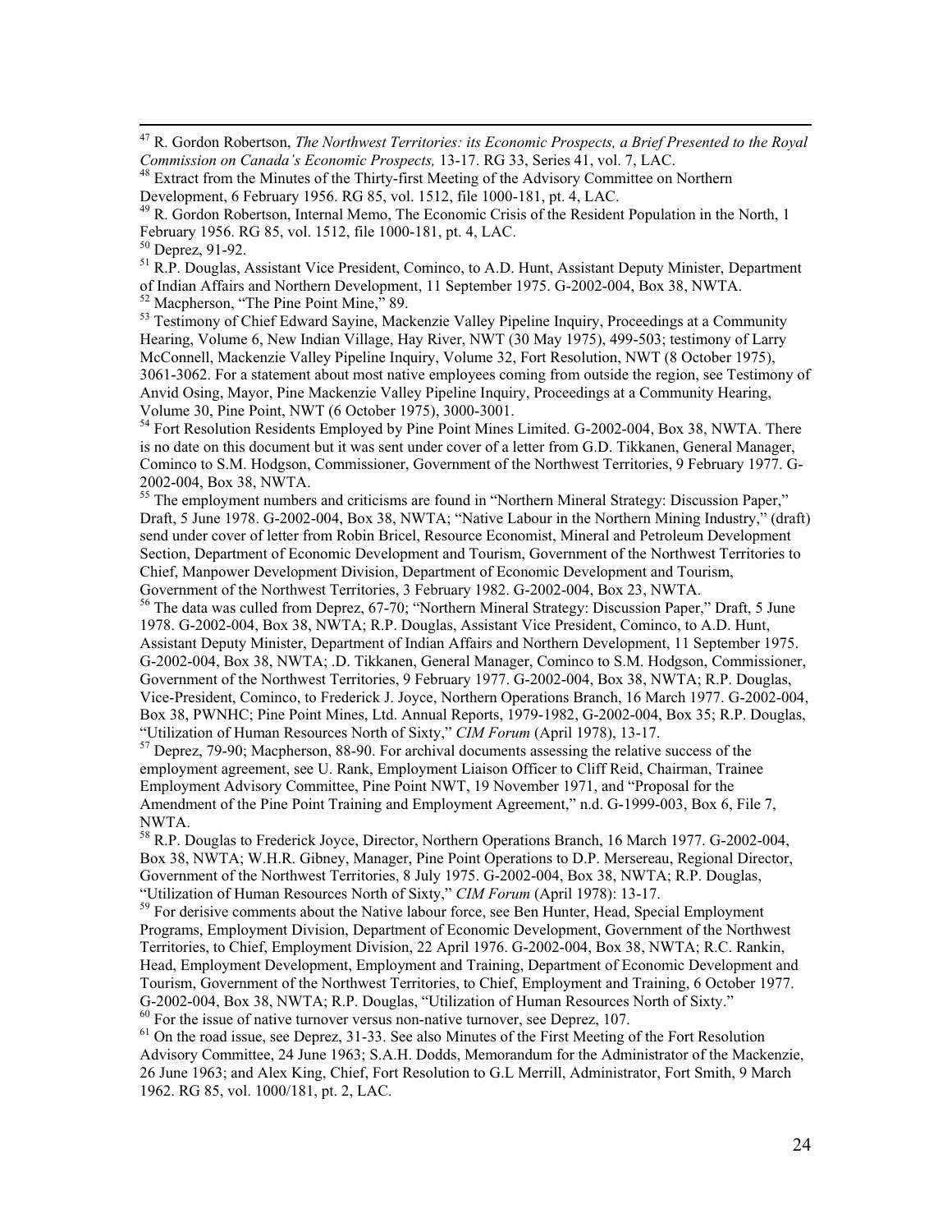[47] R. Gordon Robertson, *The Northwest Territories: its Economic Prospects, a Brief Presented to the Royal Commission on Canada's Economic Prospects,* 13-17. RG 33, Series 41, vol. 7, LAC.

[48] Extract from the Minutes of the Thirty-first Meeting of the Advisory Committee on Northern Development, 6 February 1956. RG 85, vol. 1512, file 1000-181, pt. 4, LAC.

[49] R. Gordon Robertson, Internal Memo, The Economic Crisis of the Resident Population in the North, 1 February 1956. RG 85, vol. 1512, file 1000-181, pt. 4, LAC.

[50] Deprez, 91-92.

[51] R.P. Douglas, Assistant Vice President, Cominco, to A.D. Hunt, Assistant Deputy Minister, Department of Indian Affairs and Northern Development, 11 September 1975. G-2002-004, Box 38, NWTA.

[52] Macpherson, "The Pine Point Mine," 89.

[53] Testimony of Chief Edward Sayine, Mackenzie Valley Pipeline Inquiry, Proceedings at a Community Hearing, Volume 6, New Indian Village, Hay River, NWT (30 May 1975), 499-503; testimony of Larry McConnell, Mackenzie Valley Pipeline Inquiry, Volume 32, Fort Resolution, NWT (8 October 1975), 3061-3062. For a statement about most native employees coming from outside the region, see Testimony of Anvid Osing, Mayor, Pine Mackenzie Valley Pipeline Inquiry, Proceedings at a Community Hearing, Volume 30, Pine Point, NWT (6 October 1975), 3000-3001.

[54] Fort Resolution Residents Employed by Pine Point Mines Limited. G-2002-004, Box 38, NWTA. There is no date on this document but it was sent under cover of a letter from G.D. Tikkanen, General Manager, Cominco to S.M. Hodgson, Commissioner, Government of the Northwest Territories, 9 February 1977. G-2002-004, Box 38, NWTA.

[55] The employment numbers and criticisms are found in "Northern Mineral Strategy: Discussion Paper," Draft, 5 June 1978. G-2002-004, Box 38, NWTA; "Native Labour in the Northern Mining Industry," (draft) send under cover of letter from Robin Bricel, Resource Economist, Mineral and Petroleum Development Section, Department of Economic Development and Tourism, Government of the Northwest Territories to Chief, Manpower Development Division, Department of Economic Development and Tourism, Government of the Northwest Territories, 3 February 1982. G-2002-004, Box 23, NWTA.

[56] The data was culled from Deprez, 67-70; "Northern Mineral Strategy: Discussion Paper," Draft, 5 June 1978. G-2002-004, Box 38, NWTA; R.P. Douglas, Assistant Vice President, Cominco, to A.D. Hunt, Assistant Deputy Minister, Department of Indian Affairs and Northern Development, 11 September 1975. G-2002-004, Box 38, NWTA; .D. Tikkanen, General Manager, Cominco to S.M. Hodgson, Commissioner, Government of the Northwest Territories, 9 February 1977. G-2002-004, Box 38, NWTA; R.P. Douglas, Vice-President, Cominco, to Frederick J. Joyce, Northern Operations Branch, 16 March 1977. G-2002-004, Box 38, PWNHC; Pine Point Mines, Ltd. Annual Reports, 1979-1982, G-2002-004, Box 35; R.P. Douglas, "Utilization of Human Resources North of Sixty," *CIM Forum* (April 1978), 13-17.

[57] Deprez, 79-90; Macpherson, 88-90. For archival documents assessing the relative success of the employment agreement, see U. Rank, Employment Liaison Officer to Cliff Reid, Chairman, Trainee Employment Advisory Committee, Pine Point NWT, 19 November 1971, and "Proposal for the Amendment of the Pine Point Training and Employment Agreement," n.d. G-1999-003, Box 6, File 7, NWTA.

[58] R.P. Douglas to Frederick Joyce, Director, Northern Operations Branch, 16 March 1977. G-2002-004, Box 38, NWTA; W.H.R. Gibney, Manager, Pine Point Operations to D.P. Mersereau, Regional Director, Government of the Northwest Territories, 8 July 1975. G-2002-004, Box 38, NWTA; R.P. Douglas, "Utilization of Human Resources North of Sixty," *CIM Forum* (April 1978): 13-17.

[59] For derisive comments about the Native labour force, see Ben Hunter, Head, Special Employment Programs, Employment Division, Department of Economic Development, Government of the Northwest Territories, to Chief, Employment Division, 22 April 1976. G-2002-004, Box 38, NWTA; R.C. Rankin, Head, Employment Development, Employment and Training, Department of Economic Development and Tourism, Government of the Northwest Territories, to Chief, Employment and Training, 6 October 1977. G-2002-004, Box 38, NWTA; R.P. Douglas, "Utilization of Human Resources North of Sixty."

[60] For the issue of native turnover versus non-native turnover, see Deprez, 107.

[61] On the road issue, see Deprez, 31-33. See also Minutes of the First Meeting of the Fort Resolution Advisory Committee, 24 June 1963; S.A.H. Dodds, Memorandum for the Administrator of the Mackenzie, 26 June 1963; and Alex King, Chief, Fort Resolution to G.L Merrill, Administrator, Fort Smith, 9 March 1962. RG 85, vol. 1000/181, pt. 2, LAC.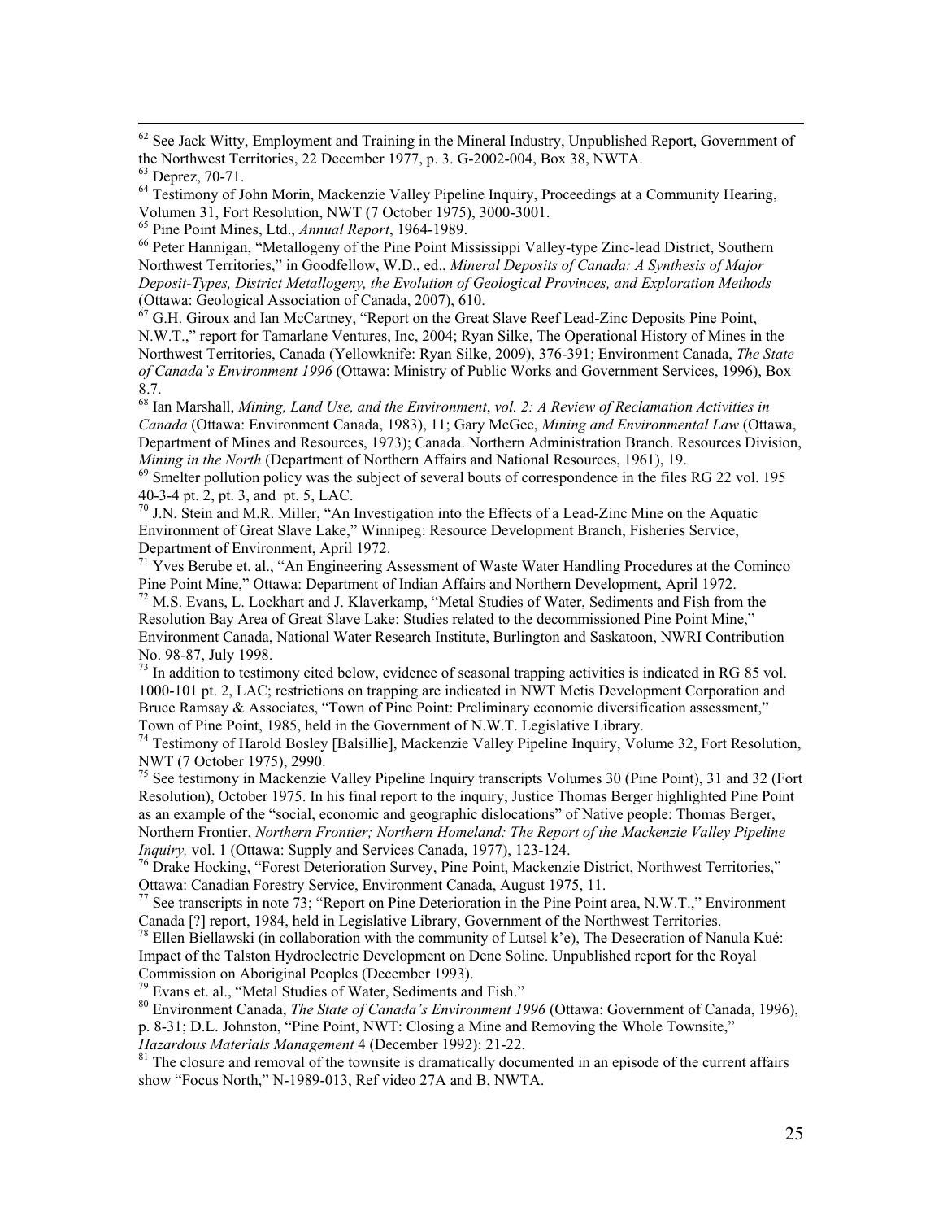[62] See Jack Witty, Employment and Training in the Mineral Industry, Unpublished Report, Government of the Northwest Territories, 22 December 1977, p. 3. G-2002-004, Box 38, NWTA.

[63] Deprez, 70-71.

[64] Testimony of John Morin, Mackenzie Valley Pipeline Inquiry, Proceedings at a Community Hearing, Volumen 31, Fort Resolution, NWT (7 October 1975), 3000-3001.

[65] Pine Point Mines, Ltd., *Annual Report*, 1964-1989.

[66] Peter Hannigan, "Metallogeny of the Pine Point Mississippi Valley-type Zinc-lead District, Southern Northwest Territories," in Goodfellow, W.D., ed., *Mineral Deposits of Canada: A Synthesis of Major Deposit-Types, District Metallogeny, the Evolution of Geological Provinces, and Exploration Methods* (Ottawa: Geological Association of Canada, 2007), 610.

[67] G.H. Giroux and Ian McCartney, "Report on the Great Slave Reef Lead-Zinc Deposits Pine Point, N.W.T.," report for Tamarlane Ventures, Inc, 2004; Ryan Silke, The Operational History of Mines in the Northwest Territories, Canada (Yellowknife: Ryan Silke, 2009), 376-391; Environment Canada, *The State of Canada's Environment 1996* (Ottawa: Ministry of Public Works and Government Services, 1996), Box 8.7.

[68] Ian Marshall, *Mining, Land Use, and the Environment*, *vol. 2: A Review of Reclamation Activities in Canada* (Ottawa: Environment Canada, 1983), 11; Gary McGee, *Mining and Environmental Law* (Ottawa, Department of Mines and Resources, 1973); Canada. Northern Administration Branch. Resources Division, *Mining in the North* (Department of Northern Affairs and National Resources, 1961), 19.

[69] Smelter pollution policy was the subject of several bouts of correspondence in the files RG 22 vol. 195 40-3-4 pt. 2, pt. 3, and pt. 5, LAC.

[70] J.N. Stein and M.R. Miller, "An Investigation into the Effects of a Lead-Zinc Mine on the Aquatic Environment of Great Slave Lake," Winnipeg: Resource Development Branch, Fisheries Service, Department of Environment, April 1972.

[71] Yves Berube et. al., "An Engineering Assessment of Waste Water Handling Procedures at the Cominco Pine Point Mine," Ottawa: Department of Indian Affairs and Northern Development, April 1972.

[72] M.S. Evans, L. Lockhart and J. Klaverkamp, "Metal Studies of Water, Sediments and Fish from the Resolution Bay Area of Great Slave Lake: Studies related to the decommissioned Pine Point Mine," Environment Canada, National Water Research Institute, Burlington and Saskatoon, NWRI Contribution No. 98-87, July 1998.

[73] In addition to testimony cited below, evidence of seasonal trapping activities is indicated in RG 85 vol. 1000-101 pt. 2, LAC; restrictions on trapping are indicated in NWT Metis Development Corporation and Bruce Ramsay & Associates, "Town of Pine Point: Preliminary economic diversification assessment," Town of Pine Point, 1985, held in the Government of N.W.T. Legislative Library.

[74] Testimony of Harold Bosley [Balsillie], Mackenzie Valley Pipeline Inquiry, Volume 32, Fort Resolution, NWT (7 October 1975), 2990.

[75] See testimony in Mackenzie Valley Pipeline Inquiry transcripts Volumes 30 (Pine Point), 31 and 32 (Fort Resolution), October 1975. In his final report to the inquiry, Justice Thomas Berger highlighted Pine Point as an example of the "social, economic and geographic dislocations" of Native people: Thomas Berger, Northern Frontier, *Northern Frontier; Northern Homeland: The Report of the Mackenzie Valley Pipeline Inquiry,* vol. 1 (Ottawa: Supply and Services Canada, 1977), 123-124.

[76] Drake Hocking, "Forest Deterioration Survey, Pine Point, Mackenzie District, Northwest Territories," Ottawa: Canadian Forestry Service, Environment Canada, August 1975, 11.

[77] See transcripts in note 73; "Report on Pine Deterioration in the Pine Point area, N.W.T.," Environment Canada [?] report, 1984, held in Legislative Library, Government of the Northwest Territories.

[78] Ellen Biellawski (in collaboration with the community of Lutsel k'e), The Desecration of Nanula Kué: Impact of the Talston Hydroelectric Development on Dene Soline. Unpublished report for the Royal Commission on Aboriginal Peoples (December 1993).

[79] Evans et. al., "Metal Studies of Water, Sediments and Fish."

[80] Environment Canada, *The State of Canada's Environment 1996* (Ottawa: Government of Canada, 1996), p. 8-31; D.L. Johnston, "Pine Point, NWT: Closing a Mine and Removing the Whole Townsite," *Hazardous Materials Management* 4 (December 1992): 21-22.

[81] The closure and removal of the townsite is dramatically documented in an episode of the current affairs show "Focus North," N-1989-013, Ref video 27A and B, NWTA.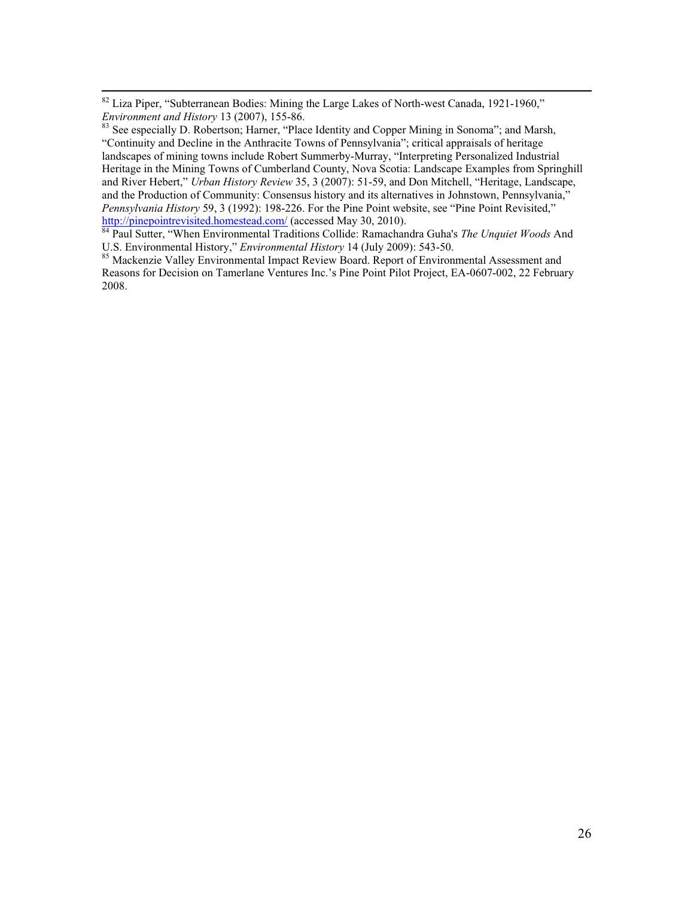[82] Liza Piper, "Subterranean Bodies: Mining the Large Lakes of North-west Canada, 1921-1960," *Environment and History* 13 (2007), 155-86.

[83] See especially D. Robertson; Harner, "Place Identity and Copper Mining in Sonoma"; and Marsh, "Continuity and Decline in the Anthracite Towns of Pennsylvania"; critical appraisals of heritage landscapes of mining towns include Robert Summerby-Murray, "Interpreting Personalized Industrial Heritage in the Mining Towns of Cumberland County, Nova Scotia: Landscape Examples from Springhill and River Hebert," *Urban History Review* 35, 3 (2007): 51-59, and Don Mitchell, "Heritage, Landscape, and the Production of Community: Consensus history and its alternatives in Johnstown, Pennsylvania," *Pennsylvania History* 59, 3 (1992): 198-226. For the Pine Point website, see "Pine Point Revisited," http://pinepointrevisited.homestead.com/ (accessed May 30, 2010).

[84] Paul Sutter, "When Environmental Traditions Collide: Ramachandra Guha's *The Unquiet Woods* And U.S. Environmental History," *Environmental History* 14 (July 2009): 543-50.

[85] Mackenzie Valley Environmental Impact Review Board. Report of Environmental Assessment and Reasons for Decision on Tamerlane Ventures Inc.'s Pine Point Pilot Project, EA-0607-002, 22 February 2008.